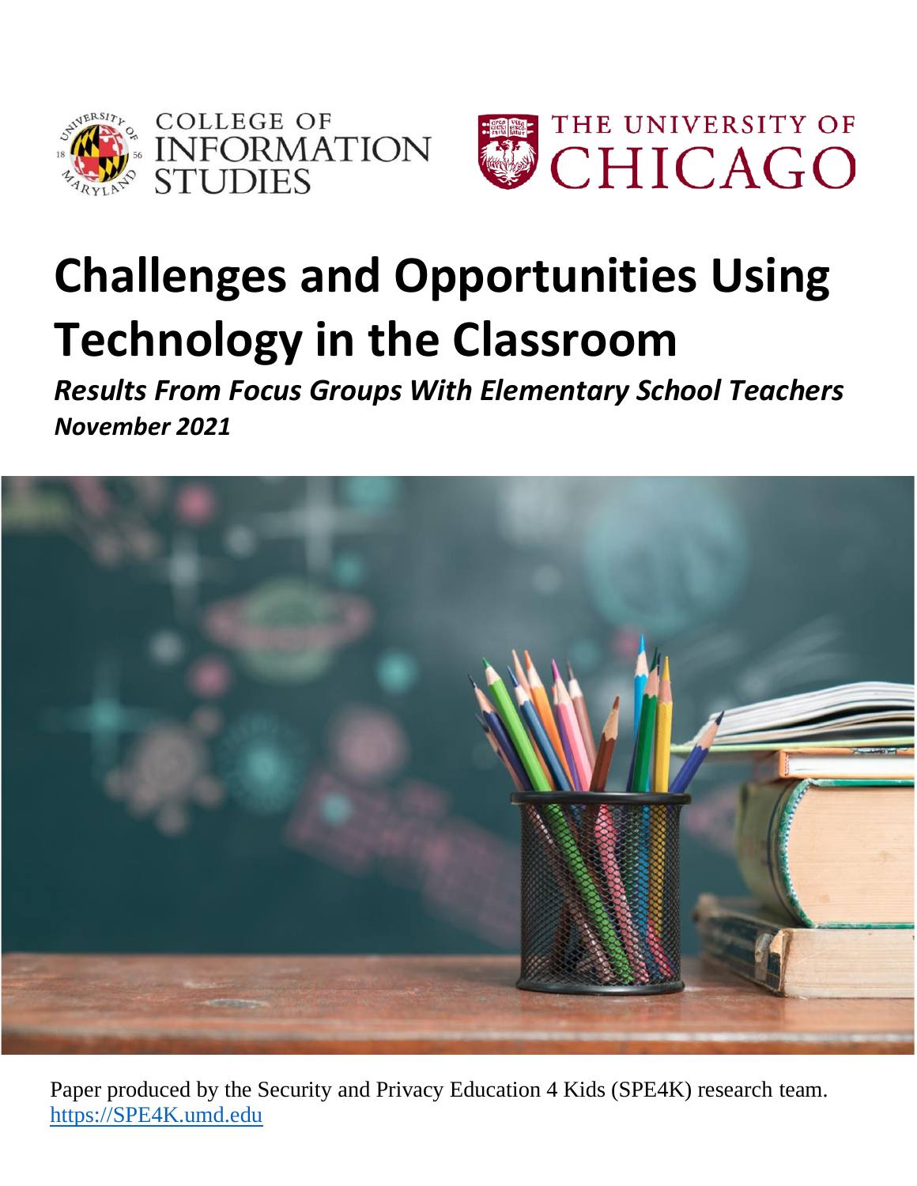# Challenges and Opportunities Using Technology in the Classroom

***Results From Focus Groups With Elementary School Teachers***

***November 2021***

Paper produced by the Security and Privacy Education 4 Kids (SPE4K) research team.
https://SPE4K.umd.edu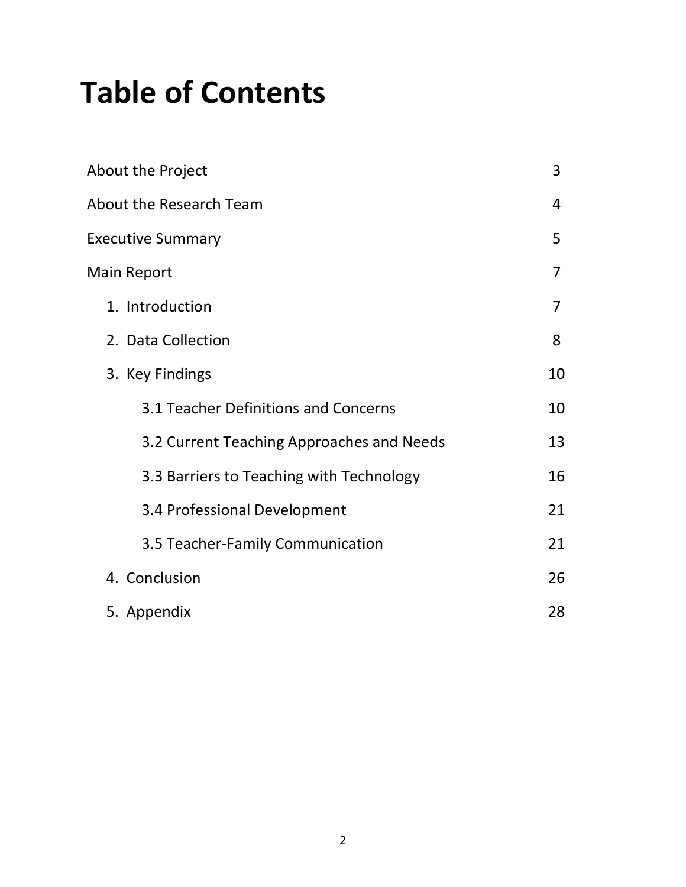# Table of Contents

| | |
|---|---|
| About the Project | 3 |
| About the Research Team | 4 |
| Executive Summary | 5 |
| Main Report | 7 |
| 1. Introduction | 7 |
| 2. Data Collection | 8 |
| 3. Key Findings | 10 |
| 3.1 Teacher Definitions and Concerns | 10 |
| 3.2 Current Teaching Approaches and Needs | 13 |
| 3.3 Barriers to Teaching with Technology | 16 |
| 3.4 Professional Development | 21 |
| 3.5 Teacher-Family Communication | 21 |
| 4. Conclusion | 26 |
| 5. Appendix | 28 |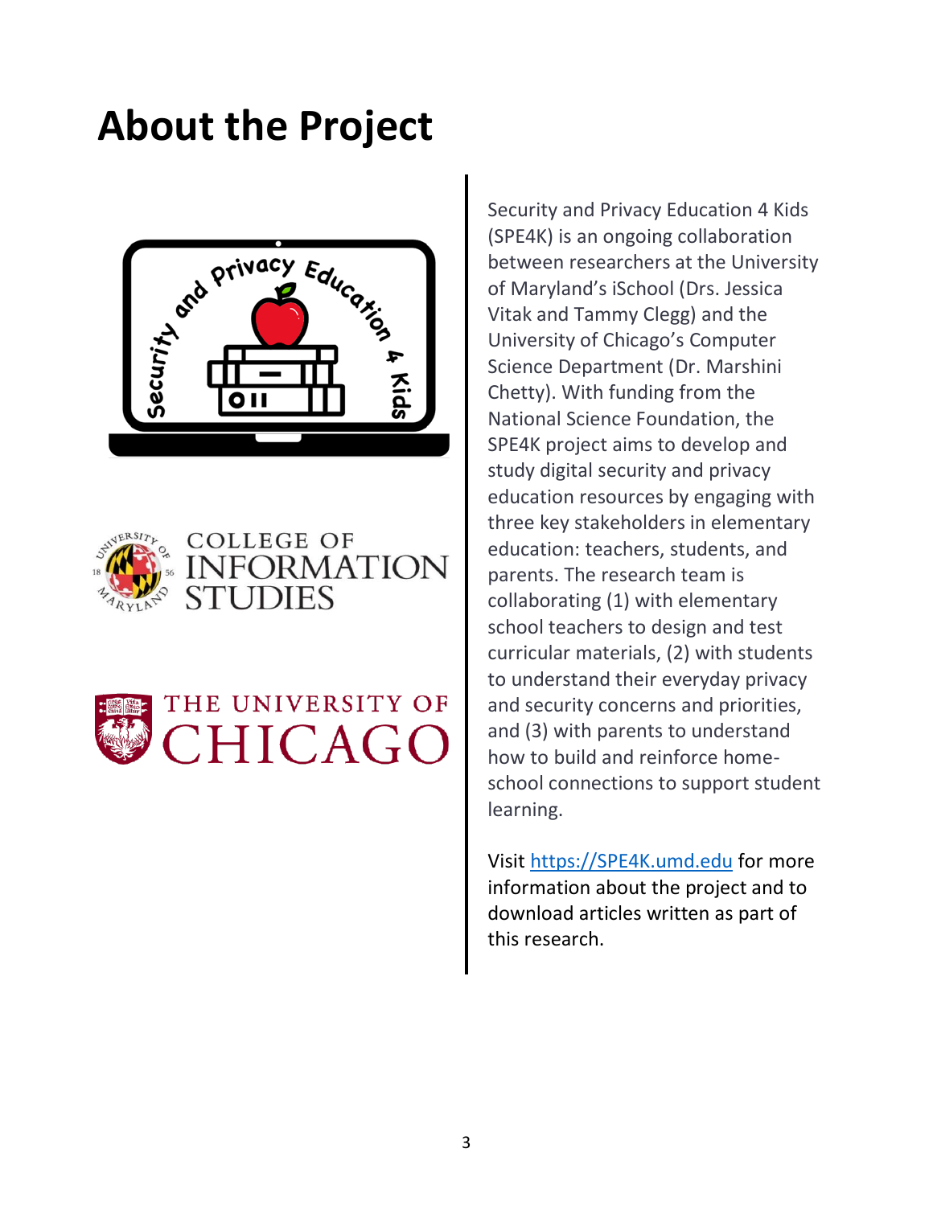# About the Project

Security and Privacy Education 4 Kids (SPE4K) is an ongoing collaboration between researchers at the University of Maryland's iSchool (Drs. Jessica Vitak and Tammy Clegg) and the University of Chicago's Computer Science Department (Dr. Marshini Chetty). With funding from the National Science Foundation, the SPE4K project aims to develop and study digital security and privacy education resources by engaging with three key stakeholders in elementary education: teachers, students, and parents. The research team is collaborating (1) with elementary school teachers to design and test curricular materials, (2) with students to understand their everyday privacy and security concerns and priorities, and (3) with parents to understand how to build and reinforce home-school connections to support student learning.

Visit [https://SPE4K.umd.edu](https://SPE4K.umd.edu) for more information about the project and to download articles written as part of this research.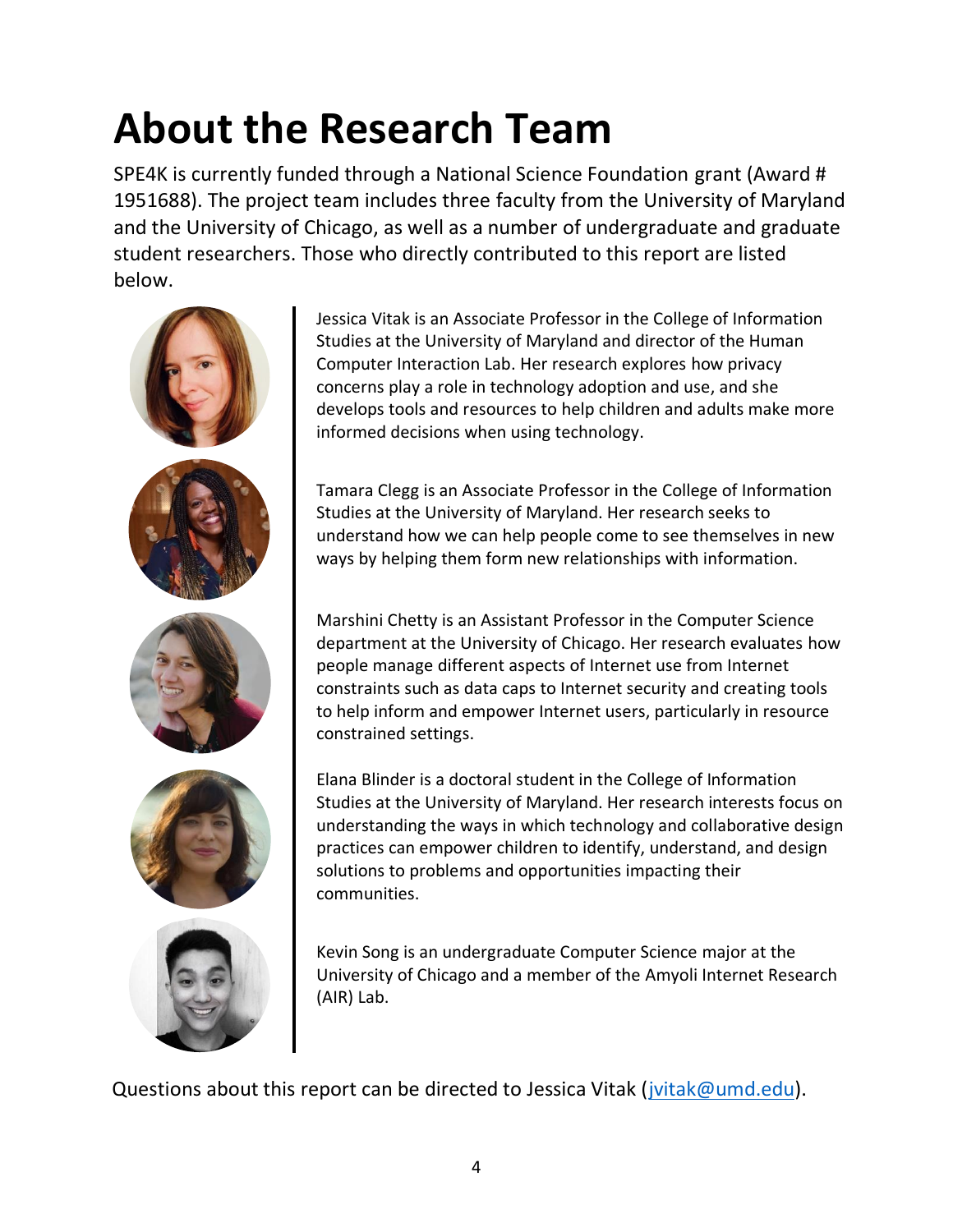# About the Research Team

SPE4K is currently funded through a National Science Foundation grant (Award # 1951688). The project team includes three faculty from the University of Maryland and the University of Chicago, as well as a number of undergraduate and graduate student researchers. Those who directly contributed to this report are listed below.

Jessica Vitak is an Associate Professor in the College of Information Studies at the University of Maryland and director of the Human Computer Interaction Lab. Her research explores how privacy concerns play a role in technology adoption and use, and she develops tools and resources to help children and adults make more informed decisions when using technology.

Tamara Clegg is an Associate Professor in the College of Information Studies at the University of Maryland. Her research seeks to understand how we can help people come to see themselves in new ways by helping them form new relationships with information.

Marshini Chetty is an Assistant Professor in the Computer Science department at the University of Chicago. Her research evaluates how people manage different aspects of Internet use from Internet constraints such as data caps to Internet security and creating tools to help inform and empower Internet users, particularly in resource constrained settings.

Elana Blinder is a doctoral student in the College of Information Studies at the University of Maryland. Her research interests focus on understanding the ways in which technology and collaborative design practices can empower children to identify, understand, and design solutions to problems and opportunities impacting their communities.

Kevin Song is an undergraduate Computer Science major at the University of Chicago and a member of the Amyoli Internet Research (AIR) Lab.

Questions about this report can be directed to Jessica Vitak (jvitak@umd.edu).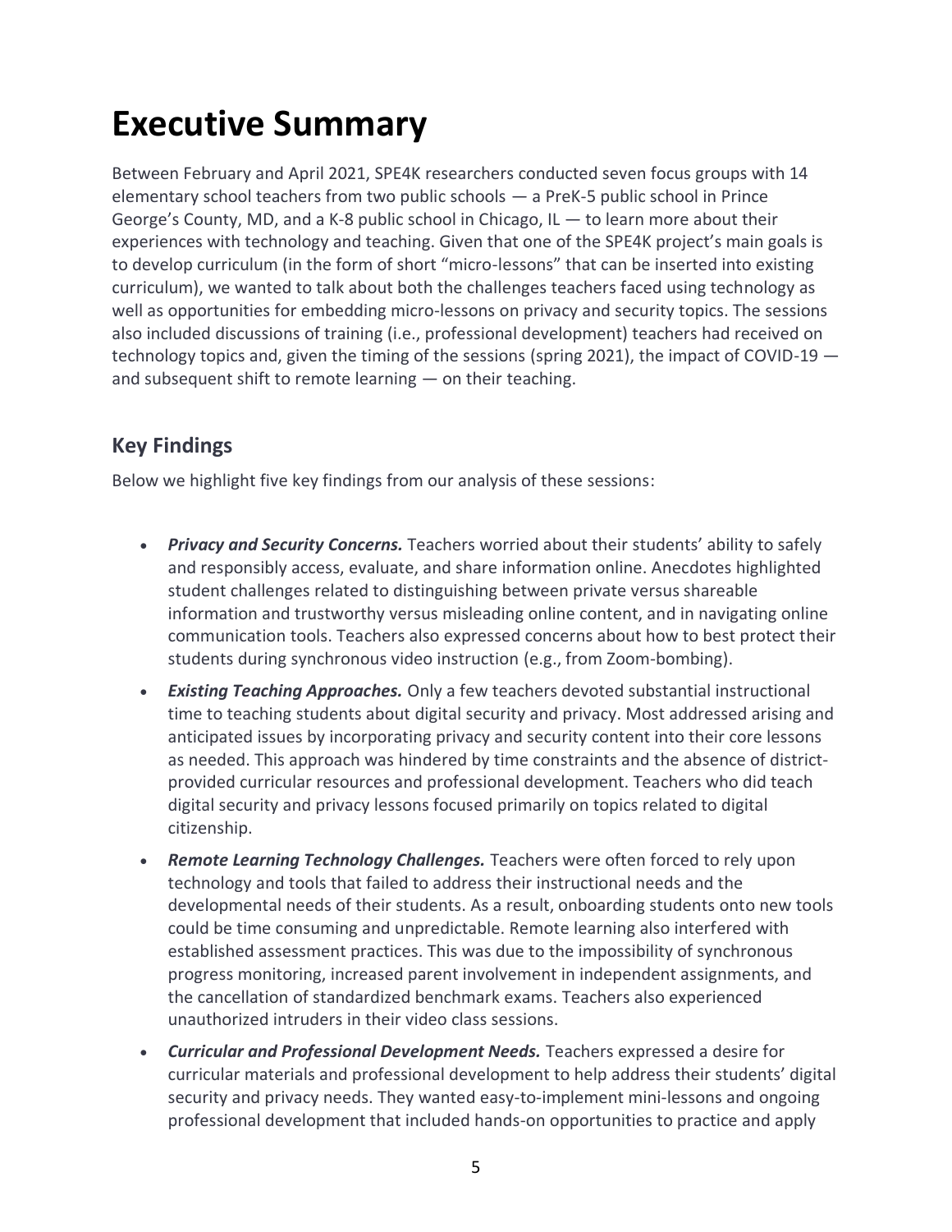# Executive Summary

Between February and April 2021, SPE4K researchers conducted seven focus groups with 14 elementary school teachers from two public schools — a PreK-5 public school in Prince George's County, MD, and a K-8 public school in Chicago, IL — to learn more about their experiences with technology and teaching. Given that one of the SPE4K project's main goals is to develop curriculum (in the form of short "micro-lessons" that can be inserted into existing curriculum), we wanted to talk about both the challenges teachers faced using technology as well as opportunities for embedding micro-lessons on privacy and security topics. The sessions also included discussions of training (i.e., professional development) teachers had received on technology topics and, given the timing of the sessions (spring 2021), the impact of COVID-19 — and subsequent shift to remote learning — on their teaching.

## Key Findings

Below we highlight five key findings from our analysis of these sessions:

- ***Privacy and Security Concerns.*** Teachers worried about their students' ability to safely and responsibly access, evaluate, and share information online. Anecdotes highlighted student challenges related to distinguishing between private versus shareable information and trustworthy versus misleading online content, and in navigating online communication tools. Teachers also expressed concerns about how to best protect their students during synchronous video instruction (e.g., from Zoom-bombing).
- ***Existing Teaching Approaches.*** Only a few teachers devoted substantial instructional time to teaching students about digital security and privacy. Most addressed arising and anticipated issues by incorporating privacy and security content into their core lessons as needed. This approach was hindered by time constraints and the absence of district-provided curricular resources and professional development. Teachers who did teach digital security and privacy lessons focused primarily on topics related to digital citizenship.
- ***Remote Learning Technology Challenges.*** Teachers were often forced to rely upon technology and tools that failed to address their instructional needs and the developmental needs of their students. As a result, onboarding students onto new tools could be time consuming and unpredictable. Remote learning also interfered with established assessment practices. This was due to the impossibility of synchronous progress monitoring, increased parent involvement in independent assignments, and the cancellation of standardized benchmark exams. Teachers also experienced unauthorized intruders in their video class sessions.
- ***Curricular and Professional Development Needs.*** Teachers expressed a desire for curricular materials and professional development to help address their students' digital security and privacy needs. They wanted easy-to-implement mini-lessons and ongoing professional development that included hands-on opportunities to practice and apply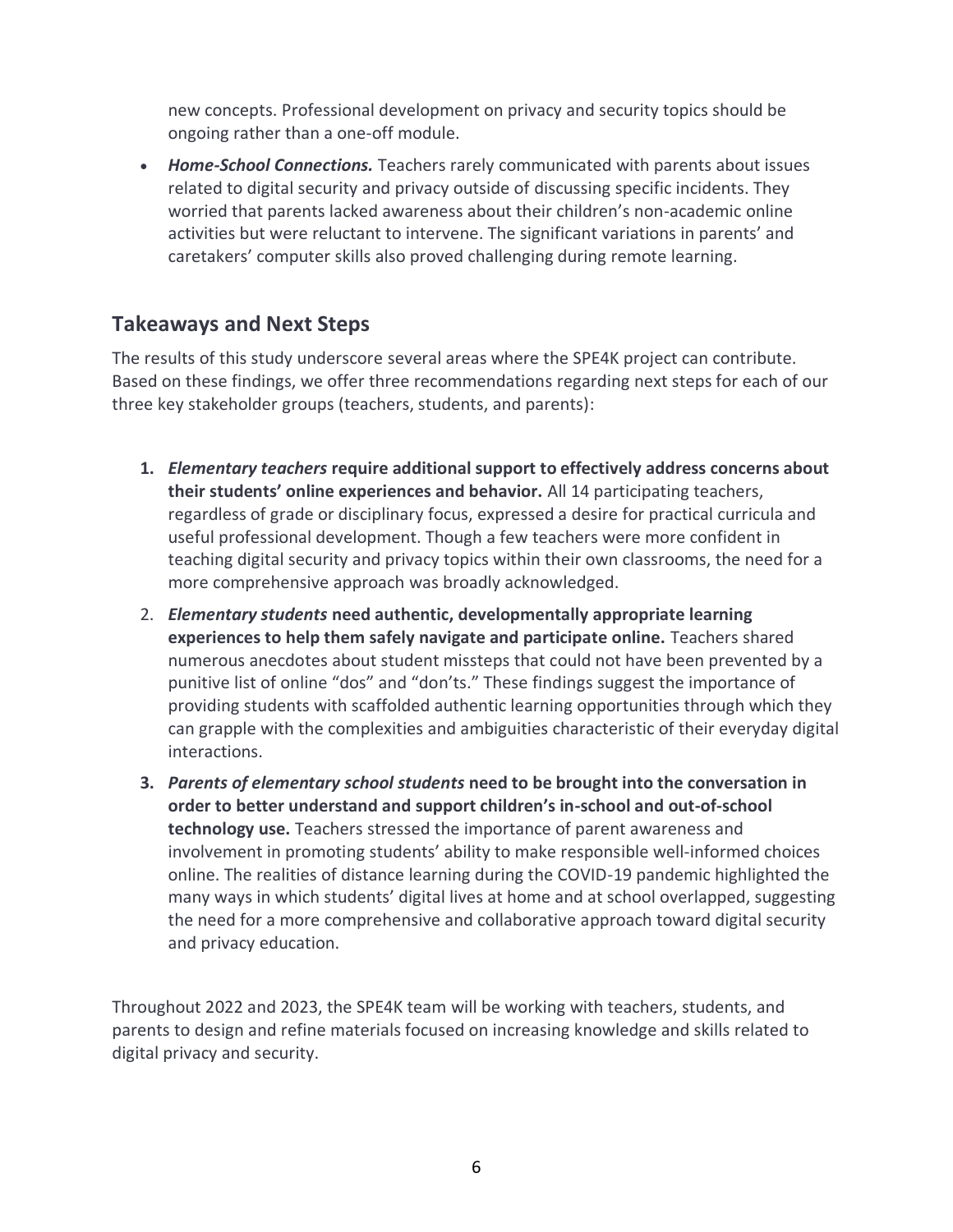new concepts. Professional development on privacy and security topics should be ongoing rather than a one-off module.

- ***Home-School Connections.*** Teachers rarely communicated with parents about issues related to digital security and privacy outside of discussing specific incidents. They worried that parents lacked awareness about their children's non-academic online activities but were reluctant to intervene. The significant variations in parents' and caretakers' computer skills also proved challenging during remote learning.

## Takeaways and Next Steps

The results of this study underscore several areas where the SPE4K project can contribute. Based on these findings, we offer three recommendations regarding next steps for each of our three key stakeholder groups (teachers, students, and parents):

1. ***Elementary teachers* require additional support to effectively address concerns about their students' online experiences and behavior.** All 14 participating teachers, regardless of grade or disciplinary focus, expressed a desire for practical curricula and useful professional development. Though a few teachers were more confident in teaching digital security and privacy topics within their own classrooms, the need for a more comprehensive approach was broadly acknowledged.
2. ***Elementary students* need authentic, developmentally appropriate learning experiences to help them safely navigate and participate online.** Teachers shared numerous anecdotes about student missteps that could not have been prevented by a punitive list of online "dos" and "don'ts." These findings suggest the importance of providing students with scaffolded authentic learning opportunities through which they can grapple with the complexities and ambiguities characteristic of their everyday digital interactions.
3. ***Parents of elementary school students* need to be brought into the conversation in order to better understand and support children's in-school and out-of-school technology use.** Teachers stressed the importance of parent awareness and involvement in promoting students' ability to make responsible well-informed choices online. The realities of distance learning during the COVID-19 pandemic highlighted the many ways in which students' digital lives at home and at school overlapped, suggesting the need for a more comprehensive and collaborative approach toward digital security and privacy education.

Throughout 2022 and 2023, the SPE4K team will be working with teachers, students, and parents to design and refine materials focused on increasing knowledge and skills related to digital privacy and security.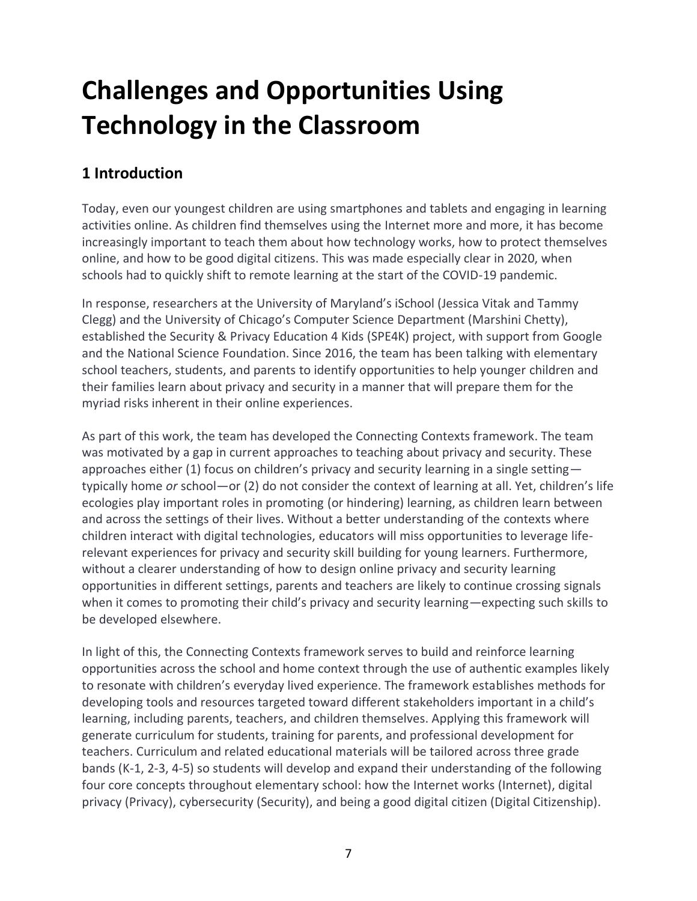# Challenges and Opportunities Using Technology in the Classroom

## 1 Introduction

Today, even our youngest children are using smartphones and tablets and engaging in learning activities online. As children find themselves using the Internet more and more, it has become increasingly important to teach them about how technology works, how to protect themselves online, and how to be good digital citizens. This was made especially clear in 2020, when schools had to quickly shift to remote learning at the start of the COVID-19 pandemic.

In response, researchers at the University of Maryland's iSchool (Jessica Vitak and Tammy Clegg) and the University of Chicago's Computer Science Department (Marshini Chetty), established the Security & Privacy Education 4 Kids (SPE4K) project, with support from Google and the National Science Foundation. Since 2016, the team has been talking with elementary school teachers, students, and parents to identify opportunities to help younger children and their families learn about privacy and security in a manner that will prepare them for the myriad risks inherent in their online experiences.

As part of this work, the team has developed the Connecting Contexts framework. The team was motivated by a gap in current approaches to teaching about privacy and security. These approaches either (1) focus on children's privacy and security learning in a single setting—typically home *or* school—or (2) do not consider the context of learning at all. Yet, children's life ecologies play important roles in promoting (or hindering) learning, as children learn between and across the settings of their lives. Without a better understanding of the contexts where children interact with digital technologies, educators will miss opportunities to leverage life-relevant experiences for privacy and security skill building for young learners. Furthermore, without a clearer understanding of how to design online privacy and security learning opportunities in different settings, parents and teachers are likely to continue crossing signals when it comes to promoting their child's privacy and security learning—expecting such skills to be developed elsewhere.

In light of this, the Connecting Contexts framework serves to build and reinforce learning opportunities across the school and home context through the use of authentic examples likely to resonate with children's everyday lived experience. The framework establishes methods for developing tools and resources targeted toward different stakeholders important in a child's learning, including parents, teachers, and children themselves. Applying this framework will generate curriculum for students, training for parents, and professional development for teachers. Curriculum and related educational materials will be tailored across three grade bands (K-1, 2-3, 4-5) so students will develop and expand their understanding of the following four core concepts throughout elementary school: how the Internet works (Internet), digital privacy (Privacy), cybersecurity (Security), and being a good digital citizen (Digital Citizenship).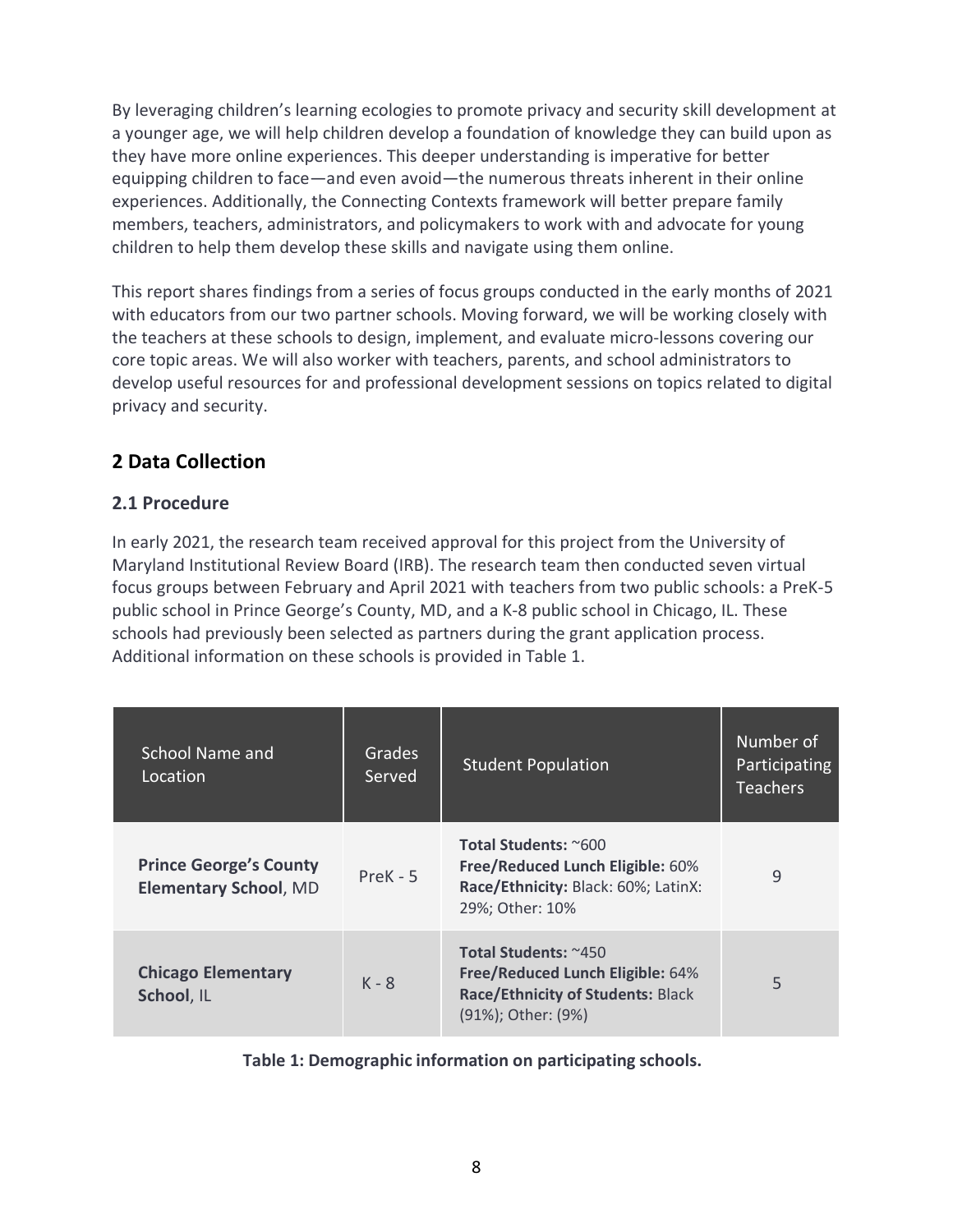By leveraging children's learning ecologies to promote privacy and security skill development at a younger age, we will help children develop a foundation of knowledge they can build upon as they have more online experiences. This deeper understanding is imperative for better equipping children to face—and even avoid—the numerous threats inherent in their online experiences. Additionally, the Connecting Contexts framework will better prepare family members, teachers, administrators, and policymakers to work with and advocate for young children to help them develop these skills and navigate using them online.

This report shares findings from a series of focus groups conducted in the early months of 2021 with educators from our two partner schools. Moving forward, we will be working closely with the teachers at these schools to design, implement, and evaluate micro-lessons covering our core topic areas. We will also worker with teachers, parents, and school administrators to develop useful resources for and professional development sessions on topics related to digital privacy and security.

## 2 Data Collection

### 2.1 Procedure

In early 2021, the research team received approval for this project from the University of Maryland Institutional Review Board (IRB). The research team then conducted seven virtual focus groups between February and April 2021 with teachers from two public schools: a PreK-5 public school in Prince George's County, MD, and a K-8 public school in Chicago, IL. These schools had previously been selected as partners during the grant application process. Additional information on these schools is provided in Table 1.

| School Name and Location | Grades Served | Student Population | Number of Participating Teachers |
|---|---|---|---|
| **Prince George's County Elementary School**, MD | PreK - 5 | **Total Students:** ~600<br>**Free/Reduced Lunch Eligible:** 60%<br>**Race/Ethnicity:** Black: 60%; LatinX: 29%; Other: 10% | 9 |
| **Chicago Elementary School**, IL | K - 8 | **Total Students:** ~450<br>**Free/Reduced Lunch Eligible:** 64%<br>**Race/Ethnicity of Students:** Black (91%); Other: (9%) | 5 |

**Table 1: Demographic information on participating schools.**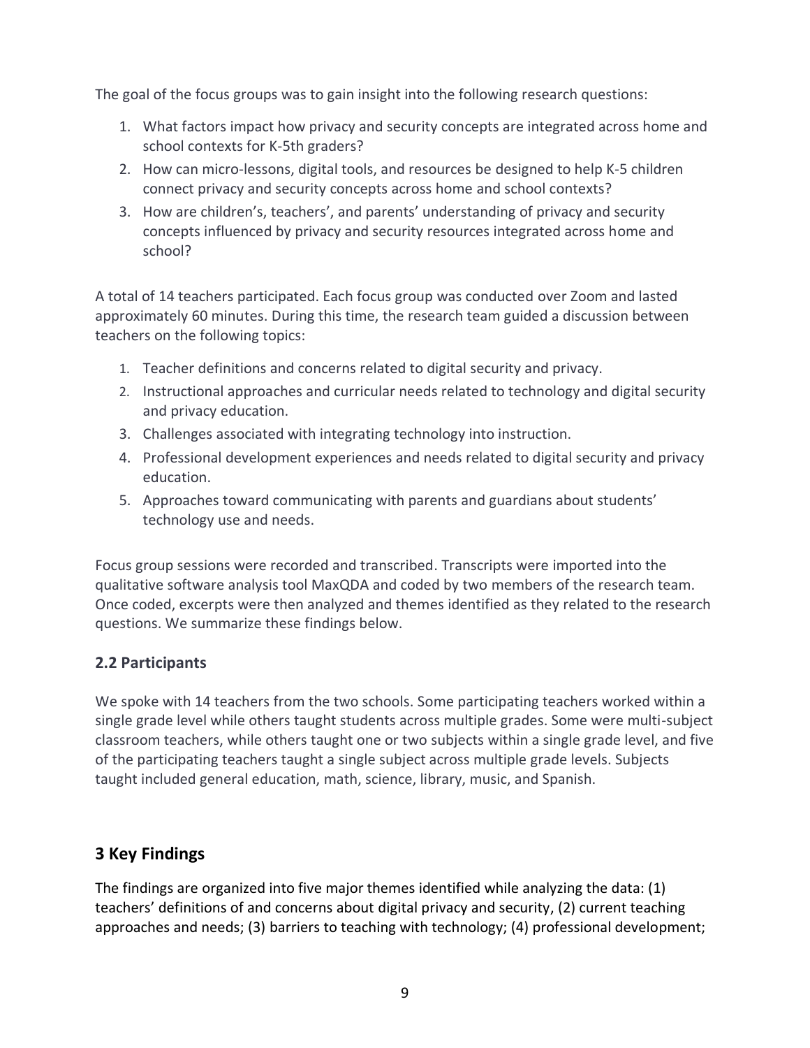The goal of the focus groups was to gain insight into the following research questions:

1. What factors impact how privacy and security concepts are integrated across home and school contexts for K-5th graders?
2. How can micro-lessons, digital tools, and resources be designed to help K-5 children connect privacy and security concepts across home and school contexts?
3. How are children's, teachers', and parents' understanding of privacy and security concepts influenced by privacy and security resources integrated across home and school?

A total of 14 teachers participated. Each focus group was conducted over Zoom and lasted approximately 60 minutes. During this time, the research team guided a discussion between teachers on the following topics:

1. Teacher definitions and concerns related to digital security and privacy.
2. Instructional approaches and curricular needs related to technology and digital security and privacy education.
3. Challenges associated with integrating technology into instruction.
4. Professional development experiences and needs related to digital security and privacy education.
5. Approaches toward communicating with parents and guardians about students' technology use and needs.

Focus group sessions were recorded and transcribed. Transcripts were imported into the qualitative software analysis tool MaxQDA and coded by two members of the research team. Once coded, excerpts were then analyzed and themes identified as they related to the research questions. We summarize these findings below.

### 2.2 Participants

We spoke with 14 teachers from the two schools. Some participating teachers worked within a single grade level while others taught students across multiple grades. Some were multi-subject classroom teachers, while others taught one or two subjects within a single grade level, and five of the participating teachers taught a single subject across multiple grade levels. Subjects taught included general education, math, science, library, music, and Spanish.

## 3 Key Findings

The findings are organized into five major themes identified while analyzing the data: (1) teachers' definitions of and concerns about digital privacy and security, (2) current teaching approaches and needs; (3) barriers to teaching with technology; (4) professional development;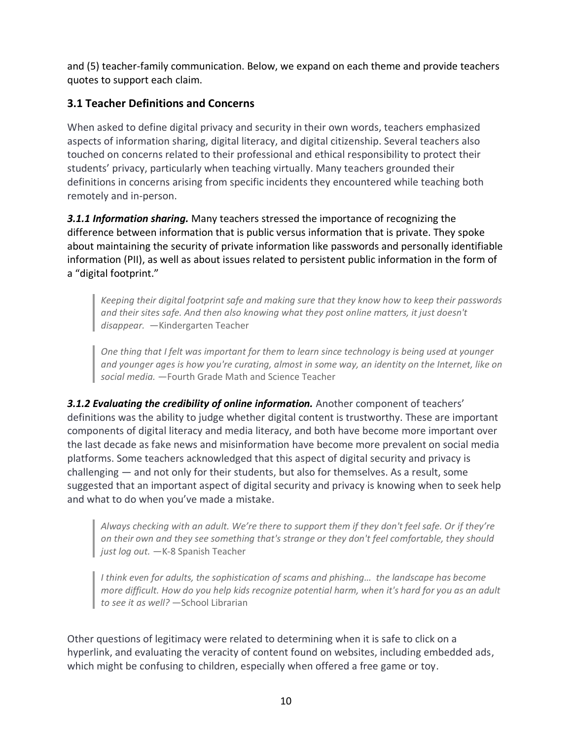and (5) teacher-family communication. Below, we expand on each theme and provide teachers quotes to support each claim.

### 3.1 Teacher Definitions and Concerns

When asked to define digital privacy and security in their own words, teachers emphasized aspects of information sharing, digital literacy, and digital citizenship. Several teachers also touched on concerns related to their professional and ethical responsibility to protect their students' privacy, particularly when teaching virtually. Many teachers grounded their definitions in concerns arising from specific incidents they encountered while teaching both remotely and in-person.

***3.1.1 Information sharing.*** Many teachers stressed the importance of recognizing the difference between information that is public versus information that is private. They spoke about maintaining the security of private information like passwords and personally identifiable information (PII), as well as about issues related to persistent public information in the form of a "digital footprint."

> *Keeping their digital footprint safe and making sure that they know how to keep their passwords and their sites safe. And then also knowing what they post online matters, it just doesn't disappear.* —Kindergarten Teacher

> *One thing that I felt was important for them to learn since technology is being used at younger and younger ages is how you're curating, almost in some way, an identity on the Internet, like on social media.* —Fourth Grade Math and Science Teacher

***3.1.2 Evaluating the credibility of online information.*** Another component of teachers' definitions was the ability to judge whether digital content is trustworthy. These are important components of digital literacy and media literacy, and both have become more important over the last decade as fake news and misinformation have become more prevalent on social media platforms. Some teachers acknowledged that this aspect of digital security and privacy is challenging — and not only for their students, but also for themselves. As a result, some suggested that an important aspect of digital security and privacy is knowing when to seek help and what to do when you've made a mistake.

> *Always checking with an adult. We're there to support them if they don't feel safe. Or if they're on their own and they see something that's strange or they don't feel comfortable, they should just log out.* —K-8 Spanish Teacher

> *I think even for adults, the sophistication of scams and phishing… the landscape has become more difficult. How do you help kids recognize potential harm, when it's hard for you as an adult to see it as well?* —School Librarian

Other questions of legitimacy were related to determining when it is safe to click on a hyperlink, and evaluating the veracity of content found on websites, including embedded ads, which might be confusing to children, especially when offered a free game or toy.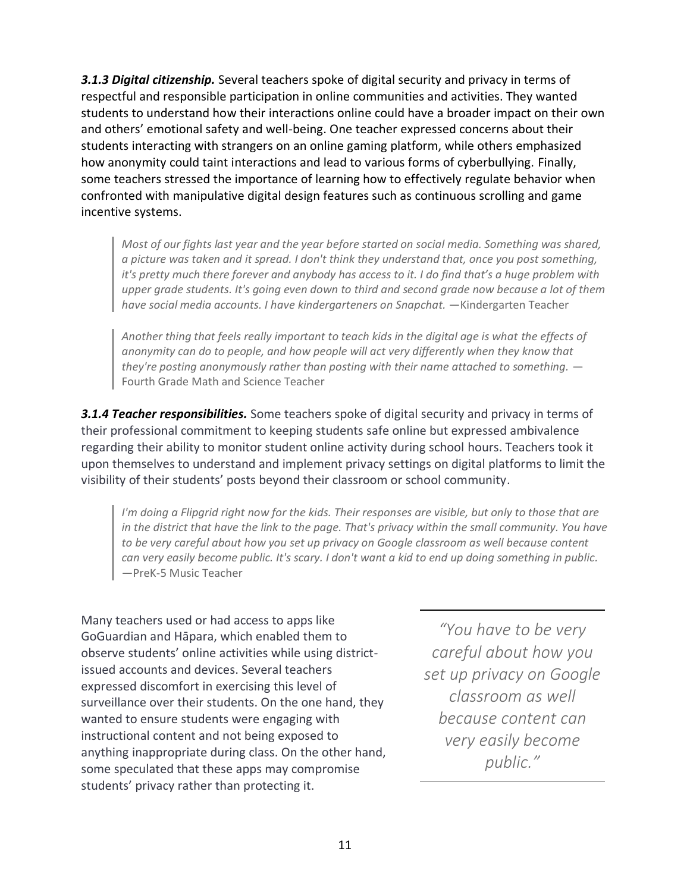***3.1.3 Digital citizenship.*** Several teachers spoke of digital security and privacy in terms of respectful and responsible participation in online communities and activities. They wanted students to understand how their interactions online could have a broader impact on their own and others' emotional safety and well-being. One teacher expressed concerns about their students interacting with strangers on an online gaming platform, while others emphasized how anonymity could taint interactions and lead to various forms of cyberbullying. Finally, some teachers stressed the importance of learning how to effectively regulate behavior when confronted with manipulative digital design features such as continuous scrolling and game incentive systems.

> *Most of our fights last year and the year before started on social media. Something was shared, a picture was taken and it spread. I don't think they understand that, once you post something, it's pretty much there forever and anybody has access to it. I do find that's a huge problem with upper grade students. It's going even down to third and second grade now because a lot of them have social media accounts. I have kindergarteners on Snapchat.* —Kindergarten Teacher

> *Another thing that feels really important to teach kids in the digital age is what the effects of anonymity can do to people, and how people will act very differently when they know that they're posting anonymously rather than posting with their name attached to something.* —Fourth Grade Math and Science Teacher

***3.1.4 Teacher responsibilities.*** Some teachers spoke of digital security and privacy in terms of their professional commitment to keeping students safe online but expressed ambivalence regarding their ability to monitor student online activity during school hours. Teachers took it upon themselves to understand and implement privacy settings on digital platforms to limit the visibility of their students' posts beyond their classroom or school community.

> *I'm doing a Flipgrid right now for the kids. Their responses are visible, but only to those that are in the district that have the link to the page. That's privacy within the small community. You have to be very careful about how you set up privacy on Google classroom as well because content can very easily become public. It's scary. I don't want a kid to end up doing something in public.* —PreK-5 Music Teacher

Many teachers used or had access to apps like GoGuardian and Hāpara, which enabled them to observe students' online activities while using district-issued accounts and devices. Several teachers expressed discomfort in exercising this level of surveillance over their students. On the one hand, they wanted to ensure students were engaging with instructional content and not being exposed to anything inappropriate during class. On the other hand, some speculated that these apps may compromise students' privacy rather than protecting it.

*"You have to be very careful about how you set up privacy on Google classroom as well because content can very easily become public."*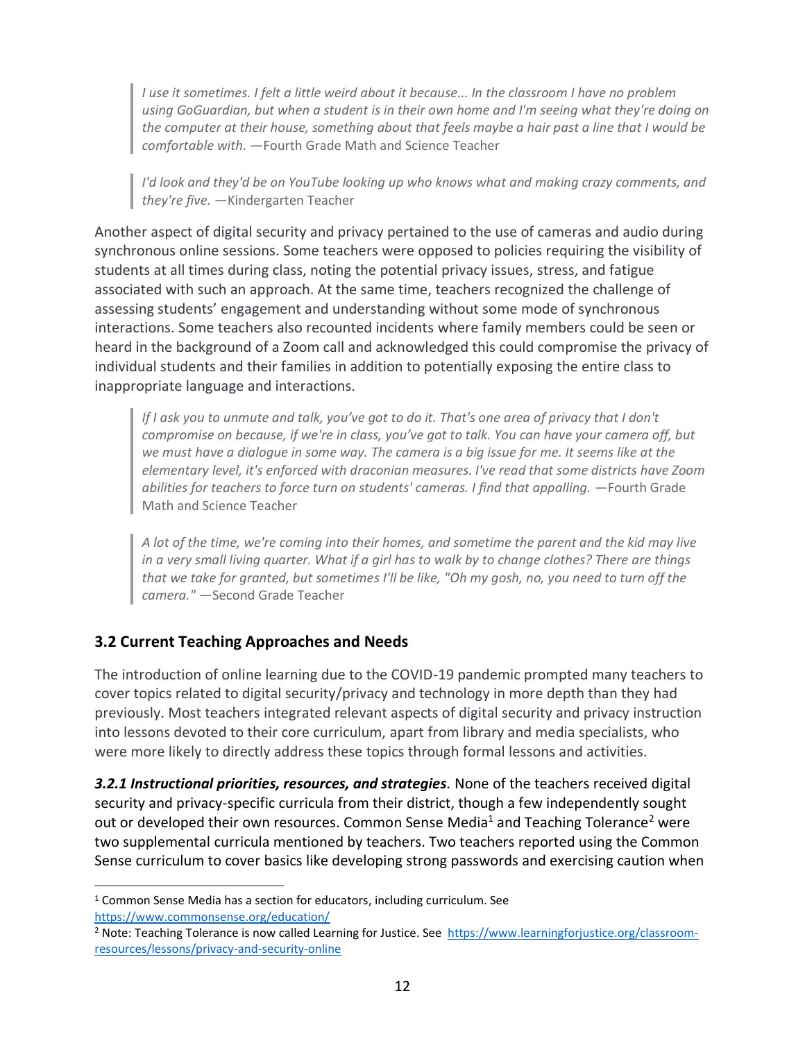> *I use it sometimes. I felt a little weird about it because... In the classroom I have no problem using GoGuardian, but when a student is in their own home and I'm seeing what they're doing on the computer at their house, something about that feels maybe a hair past a line that I would be comfortable with.* —Fourth Grade Math and Science Teacher

> *I'd look and they'd be on YouTube looking up who knows what and making crazy comments, and they're five.* —Kindergarten Teacher

Another aspect of digital security and privacy pertained to the use of cameras and audio during synchronous online sessions. Some teachers were opposed to policies requiring the visibility of students at all times during class, noting the potential privacy issues, stress, and fatigue associated with such an approach. At the same time, teachers recognized the challenge of assessing students' engagement and understanding without some mode of synchronous interactions. Some teachers also recounted incidents where family members could be seen or heard in the background of a Zoom call and acknowledged this could compromise the privacy of individual students and their families in addition to potentially exposing the entire class to inappropriate language and interactions.

> *If I ask you to unmute and talk, you've got to do it. That's one area of privacy that I don't compromise on because, if we're in class, you've got to talk. You can have your camera off, but we must have a dialogue in some way. The camera is a big issue for me. It seems like at the elementary level, it's enforced with draconian measures. I've read that some districts have Zoom abilities for teachers to force turn on students' cameras. I find that appalling.* —Fourth Grade Math and Science Teacher

> *A lot of the time, we're coming into their homes, and sometime the parent and the kid may live in a very small living quarter. What if a girl has to walk by to change clothes? There are things that we take for granted, but sometimes I'll be like, "Oh my gosh, no, you need to turn off the camera."* —Second Grade Teacher

### 3.2 Current Teaching Approaches and Needs

The introduction of online learning due to the COVID-19 pandemic prompted many teachers to cover topics related to digital security/privacy and technology in more depth than they had previously. Most teachers integrated relevant aspects of digital security and privacy instruction into lessons devoted to their core curriculum, apart from library and media specialists, who were more likely to directly address these topics through formal lessons and activities.

***3.2.1 Instructional priorities, resources, and strategies*.** None of the teachers received digital security and privacy-specific curricula from their district, though a few independently sought out or developed their own resources. Common Sense Media[1] and Teaching Tolerance[2] were two supplemental curricula mentioned by teachers. Two teachers reported using the Common Sense curriculum to cover basics like developing strong passwords and exercising caution when

[1] Common Sense Media has a section for educators, including curriculum. See https://www.commonsense.org/education/

[2] Note: Teaching Tolerance is now called Learning for Justice. See https://www.learningforjustice.org/classroom-resources/lessons/privacy-and-security-online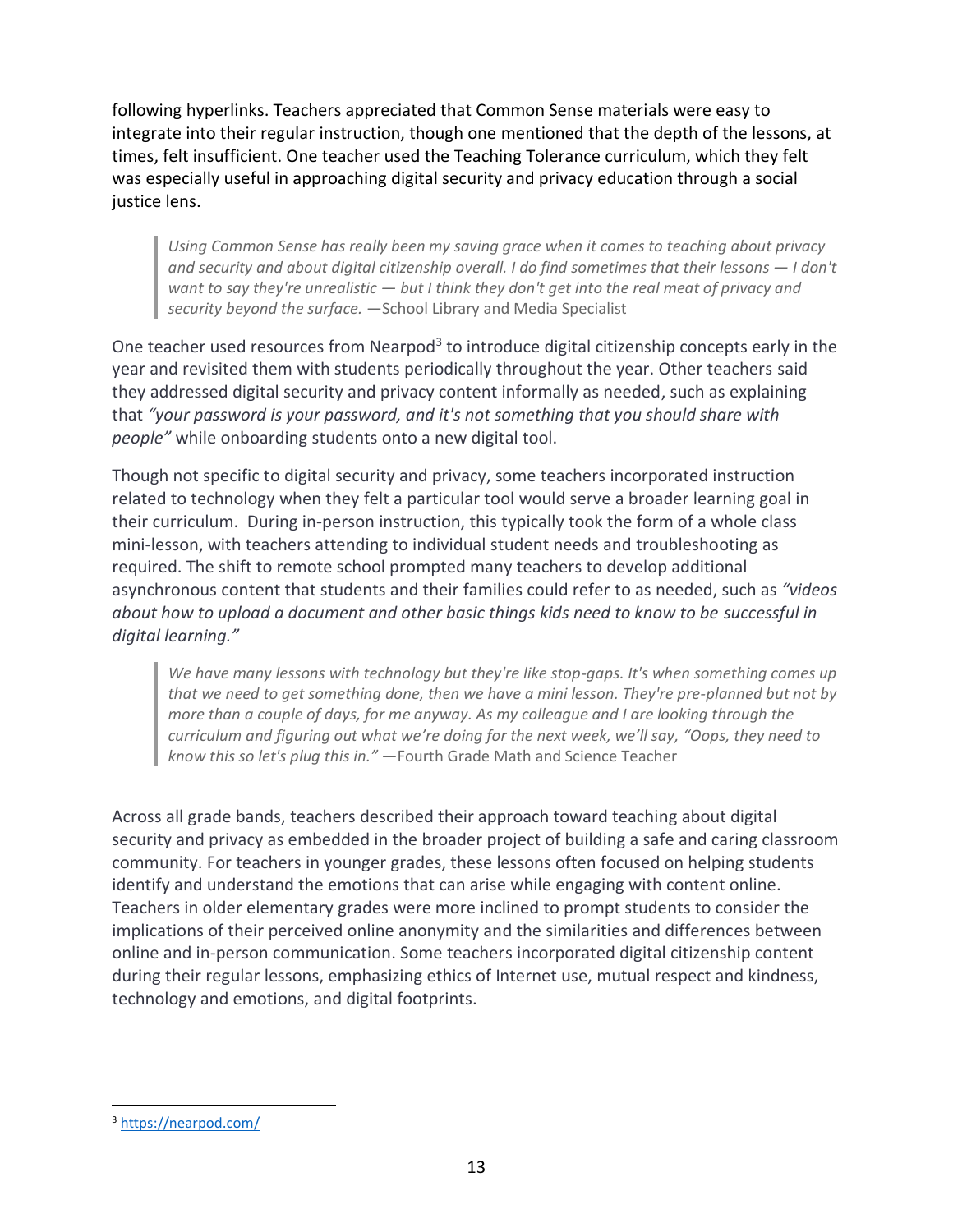following hyperlinks. Teachers appreciated that Common Sense materials were easy to integrate into their regular instruction, though one mentioned that the depth of the lessons, at times, felt insufficient. One teacher used the Teaching Tolerance curriculum, which they felt was especially useful in approaching digital security and privacy education through a social justice lens.

> *Using Common Sense has really been my saving grace when it comes to teaching about privacy and security and about digital citizenship overall. I do find sometimes that their lessons — I don't want to say they're unrealistic — but I think they don't get into the real meat of privacy and security beyond the surface.* —School Library and Media Specialist

One teacher used resources from Nearpod[3] to introduce digital citizenship concepts early in the year and revisited them with students periodically throughout the year. Other teachers said they addressed digital security and privacy content informally as needed, such as explaining that *"your password is your password, and it's not something that you should share with people"* while onboarding students onto a new digital tool.

Though not specific to digital security and privacy, some teachers incorporated instruction related to technology when they felt a particular tool would serve a broader learning goal in their curriculum. During in-person instruction, this typically took the form of a whole class mini-lesson, with teachers attending to individual student needs and troubleshooting as required. The shift to remote school prompted many teachers to develop additional asynchronous content that students and their families could refer to as needed, such as *"videos about how to upload a document and other basic things kids need to know to be successful in digital learning."*

> *We have many lessons with technology but they're like stop-gaps. It's when something comes up that we need to get something done, then we have a mini lesson. They're pre-planned but not by more than a couple of days, for me anyway. As my colleague and I are looking through the curriculum and figuring out what we're doing for the next week, we'll say, "Oops, they need to know this so let's plug this in."* —Fourth Grade Math and Science Teacher

Across all grade bands, teachers described their approach toward teaching about digital security and privacy as embedded in the broader project of building a safe and caring classroom community. For teachers in younger grades, these lessons often focused on helping students identify and understand the emotions that can arise while engaging with content online. Teachers in older elementary grades were more inclined to prompt students to consider the implications of their perceived online anonymity and the similarities and differences between online and in-person communication. Some teachers incorporated digital citizenship content during their regular lessons, emphasizing ethics of Internet use, mutual respect and kindness, technology and emotions, and digital footprints.

---

[3] https://nearpod.com/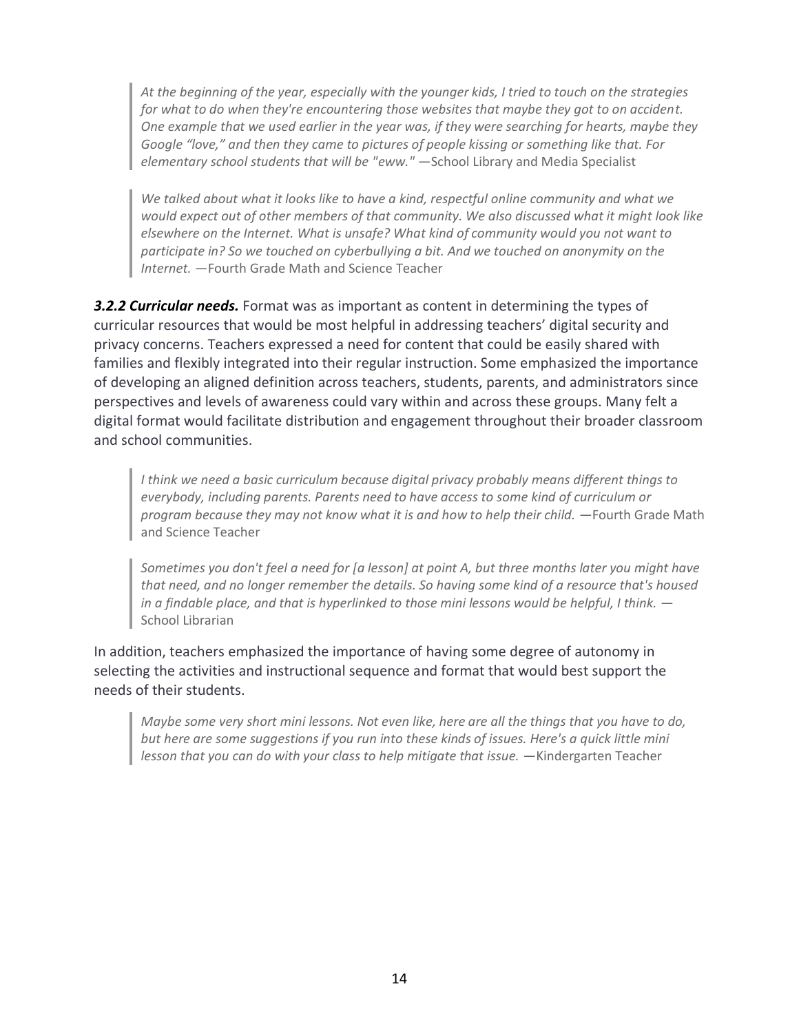> *At the beginning of the year, especially with the younger kids, I tried to touch on the strategies for what to do when they're encountering those websites that maybe they got to on accident. One example that we used earlier in the year was, if they were searching for hearts, maybe they Google "love," and then they came to pictures of people kissing or something like that. For elementary school students that will be "eww."* —School Library and Media Specialist

> *We talked about what it looks like to have a kind, respectful online community and what we would expect out of other members of that community. We also discussed what it might look like elsewhere on the Internet. What is unsafe? What kind of community would you not want to participate in? So we touched on cyberbullying a bit. And we touched on anonymity on the Internet.* —Fourth Grade Math and Science Teacher

***3.2.2 Curricular needs.*** Format was as important as content in determining the types of curricular resources that would be most helpful in addressing teachers' digital security and privacy concerns. Teachers expressed a need for content that could be easily shared with families and flexibly integrated into their regular instruction. Some emphasized the importance of developing an aligned definition across teachers, students, parents, and administrators since perspectives and levels of awareness could vary within and across these groups. Many felt a digital format would facilitate distribution and engagement throughout their broader classroom and school communities.

> *I think we need a basic curriculum because digital privacy probably means different things to everybody, including parents. Parents need to have access to some kind of curriculum or program because they may not know what it is and how to help their child.* —Fourth Grade Math and Science Teacher

> *Sometimes you don't feel a need for [a lesson] at point A, but three months later you might have that need, and no longer remember the details. So having some kind of a resource that's housed in a findable place, and that is hyperlinked to those mini lessons would be helpful, I think.* —School Librarian

In addition, teachers emphasized the importance of having some degree of autonomy in selecting the activities and instructional sequence and format that would best support the needs of their students.

> *Maybe some very short mini lessons. Not even like, here are all the things that you have to do, but here are some suggestions if you run into these kinds of issues. Here's a quick little mini lesson that you can do with your class to help mitigate that issue.* —Kindergarten Teacher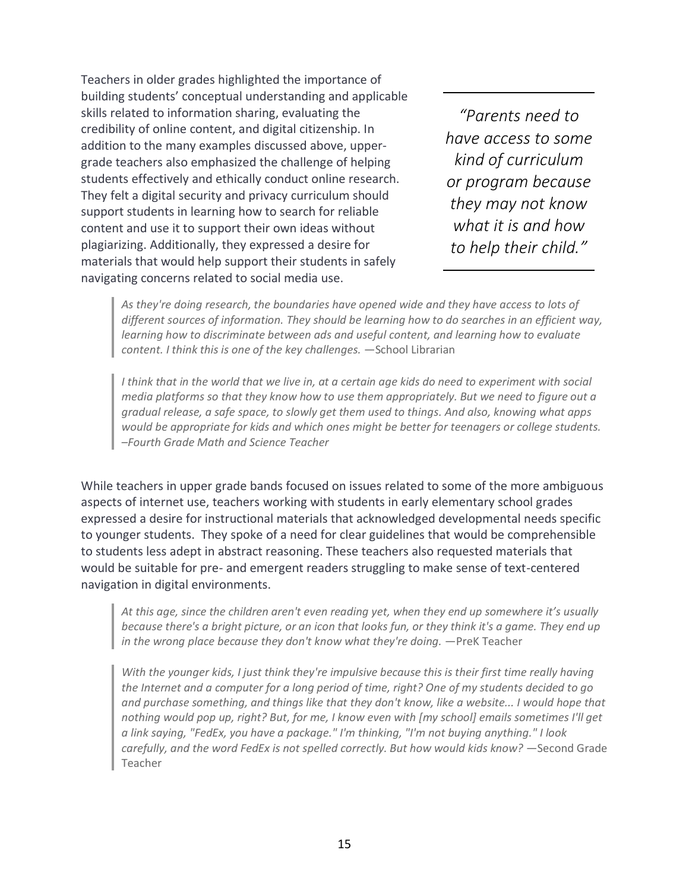Teachers in older grades highlighted the importance of building students' conceptual understanding and applicable skills related to information sharing, evaluating the credibility of online content, and digital citizenship. In addition to the many examples discussed above, upper-grade teachers also emphasized the challenge of helping students effectively and ethically conduct online research. They felt a digital security and privacy curriculum should support students in learning how to search for reliable content and use it to support their own ideas without plagiarizing. Additionally, they expressed a desire for materials that would help support their students in safely navigating concerns related to social media use.

> *"Parents need to have access to some kind of curriculum or program because they may not know what it is and how to help their child."*

> *As they're doing research, the boundaries have opened wide and they have access to lots of different sources of information. They should be learning how to do searches in an efficient way, learning how to discriminate between ads and useful content, and learning how to evaluate content. I think this is one of the key challenges.* —School Librarian

> *I think that in the world that we live in, at a certain age kids do need to experiment with social media platforms so that they know how to use them appropriately. But we need to figure out a gradual release, a safe space, to slowly get them used to things. And also, knowing what apps would be appropriate for kids and which ones might be better for teenagers or college students. –Fourth Grade Math and Science Teacher*

While teachers in upper grade bands focused on issues related to some of the more ambiguous aspects of internet use, teachers working with students in early elementary school grades expressed a desire for instructional materials that acknowledged developmental needs specific to younger students. They spoke of a need for clear guidelines that would be comprehensible to students less adept in abstract reasoning. These teachers also requested materials that would be suitable for pre- and emergent readers struggling to make sense of text-centered navigation in digital environments.

> *At this age, since the children aren't even reading yet, when they end up somewhere it's usually because there's a bright picture, or an icon that looks fun, or they think it's a game. They end up in the wrong place because they don't know what they're doing.* —PreK Teacher

> *With the younger kids, I just think they're impulsive because this is their first time really having the Internet and a computer for a long period of time, right? One of my students decided to go and purchase something, and things like that they don't know, like a website... I would hope that nothing would pop up, right? But, for me, I know even with [my school] emails sometimes I'll get a link saying, "FedEx, you have a package." I'm thinking, "I'm not buying anything." I look carefully, and the word FedEx is not spelled correctly. But how would kids know?* —Second Grade Teacher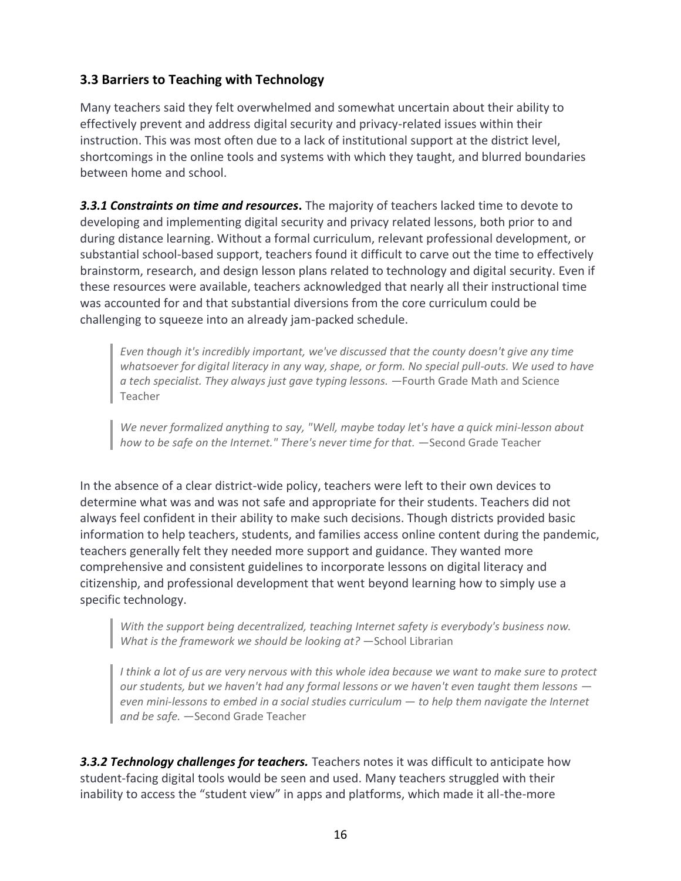### 3.3 Barriers to Teaching with Technology

Many teachers said they felt overwhelmed and somewhat uncertain about their ability to effectively prevent and address digital security and privacy-related issues within their instruction. This was most often due to a lack of institutional support at the district level, shortcomings in the online tools and systems with which they taught, and blurred boundaries between home and school.

***3.3.1 Constraints on time and resources*.** The majority of teachers lacked time to devote to developing and implementing digital security and privacy related lessons, both prior to and during distance learning. Without a formal curriculum, relevant professional development, or substantial school-based support, teachers found it difficult to carve out the time to effectively brainstorm, research, and design lesson plans related to technology and digital security. Even if these resources were available, teachers acknowledged that nearly all their instructional time was accounted for and that substantial diversions from the core curriculum could be challenging to squeeze into an already jam-packed schedule.

> *Even though it's incredibly important, we've discussed that the county doesn't give any time whatsoever for digital literacy in any way, shape, or form. No special pull-outs. We used to have a tech specialist. They always just gave typing lessons.* —Fourth Grade Math and Science Teacher

> *We never formalized anything to say, "Well, maybe today let's have a quick mini-lesson about how to be safe on the Internet." There's never time for that.* —Second Grade Teacher

In the absence of a clear district-wide policy, teachers were left to their own devices to determine what was and was not safe and appropriate for their students. Teachers did not always feel confident in their ability to make such decisions. Though districts provided basic information to help teachers, students, and families access online content during the pandemic, teachers generally felt they needed more support and guidance. They wanted more comprehensive and consistent guidelines to incorporate lessons on digital literacy and citizenship, and professional development that went beyond learning how to simply use a specific technology.

> *With the support being decentralized, teaching Internet safety is everybody's business now. What is the framework we should be looking at?* —School Librarian

> *I think a lot of us are very nervous with this whole idea because we want to make sure to protect our students, but we haven't had any formal lessons or we haven't even taught them lessons — even mini-lessons to embed in a social studies curriculum — to help them navigate the Internet and be safe.* —Second Grade Teacher

***3.3.2 Technology challenges for teachers.*** Teachers notes it was difficult to anticipate how student-facing digital tools would be seen and used. Many teachers struggled with their inability to access the "student view" in apps and platforms, which made it all-the-more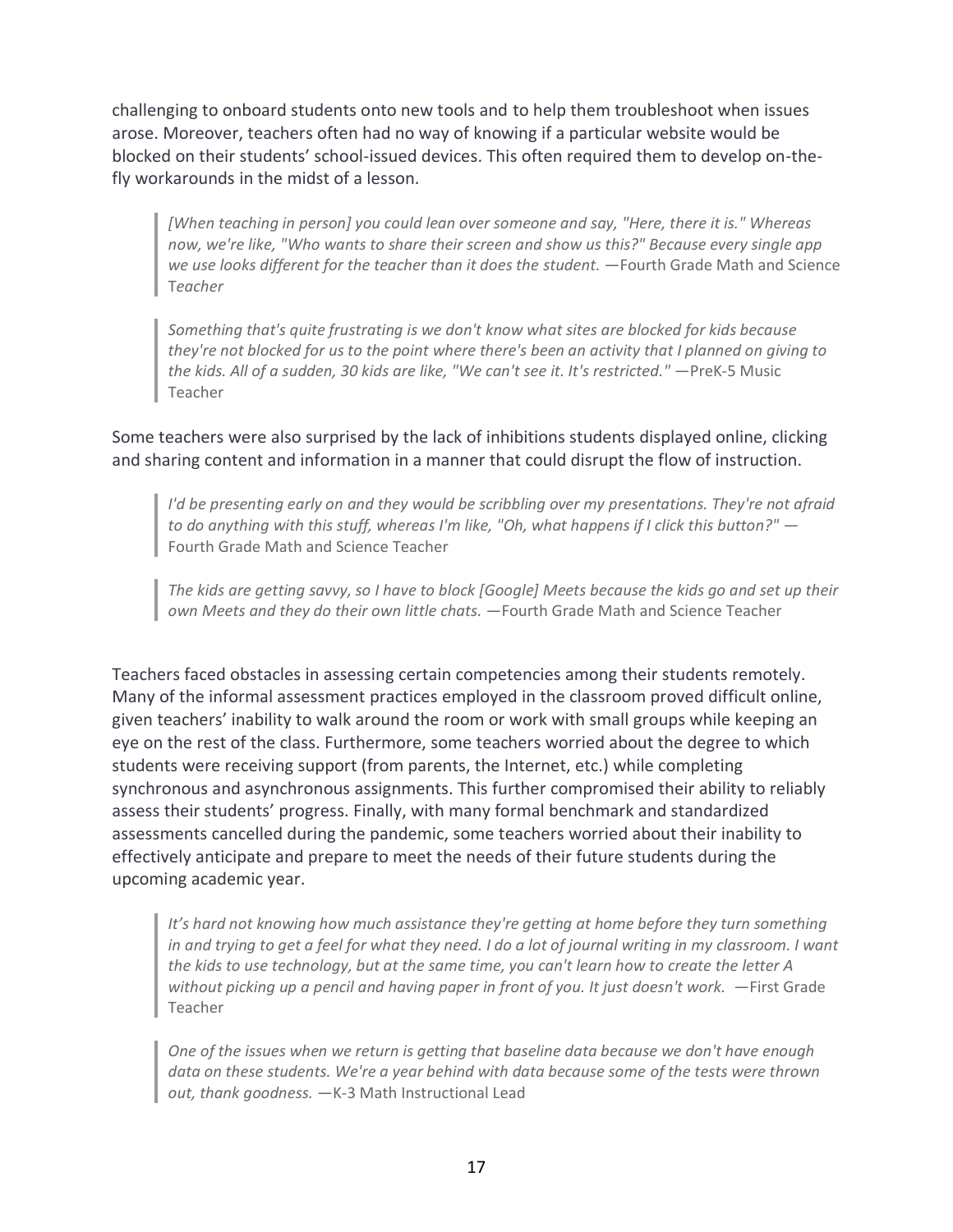challenging to onboard students onto new tools and to help them troubleshoot when issues arose. Moreover, teachers often had no way of knowing if a particular website would be blocked on their students' school-issued devices. This often required them to develop on-the-fly workarounds in the midst of a lesson.

> *[When teaching in person] you could lean over someone and say, "Here, there it is." Whereas now, we're like, "Who wants to share their screen and show us this?" Because every single app we use looks different for the teacher than it does the student.* —Fourth Grade Math and Science Teacher

> *Something that's quite frustrating is we don't know what sites are blocked for kids because they're not blocked for us to the point where there's been an activity that I planned on giving to the kids. All of a sudden, 30 kids are like, "We can't see it. It's restricted."* —PreK-5 Music Teacher

Some teachers were also surprised by the lack of inhibitions students displayed online, clicking and sharing content and information in a manner that could disrupt the flow of instruction.

> *I'd be presenting early on and they would be scribbling over my presentations. They're not afraid to do anything with this stuff, whereas I'm like, "Oh, what happens if I click this button?"* —Fourth Grade Math and Science Teacher

> *The kids are getting savvy, so I have to block [Google] Meets because the kids go and set up their own Meets and they do their own little chats.* —Fourth Grade Math and Science Teacher

Teachers faced obstacles in assessing certain competencies among their students remotely. Many of the informal assessment practices employed in the classroom proved difficult online, given teachers' inability to walk around the room or work with small groups while keeping an eye on the rest of the class. Furthermore, some teachers worried about the degree to which students were receiving support (from parents, the Internet, etc.) while completing synchronous and asynchronous assignments. This further compromised their ability to reliably assess their students' progress. Finally, with many formal benchmark and standardized assessments cancelled during the pandemic, some teachers worried about their inability to effectively anticipate and prepare to meet the needs of their future students during the upcoming academic year.

> *It's hard not knowing how much assistance they're getting at home before they turn something in and trying to get a feel for what they need. I do a lot of journal writing in my classroom. I want the kids to use technology, but at the same time, you can't learn how to create the letter A without picking up a pencil and having paper in front of you. It just doesn't work.* —First Grade Teacher

> *One of the issues when we return is getting that baseline data because we don't have enough data on these students. We're a year behind with data because some of the tests were thrown out, thank goodness.* —K-3 Math Instructional Lead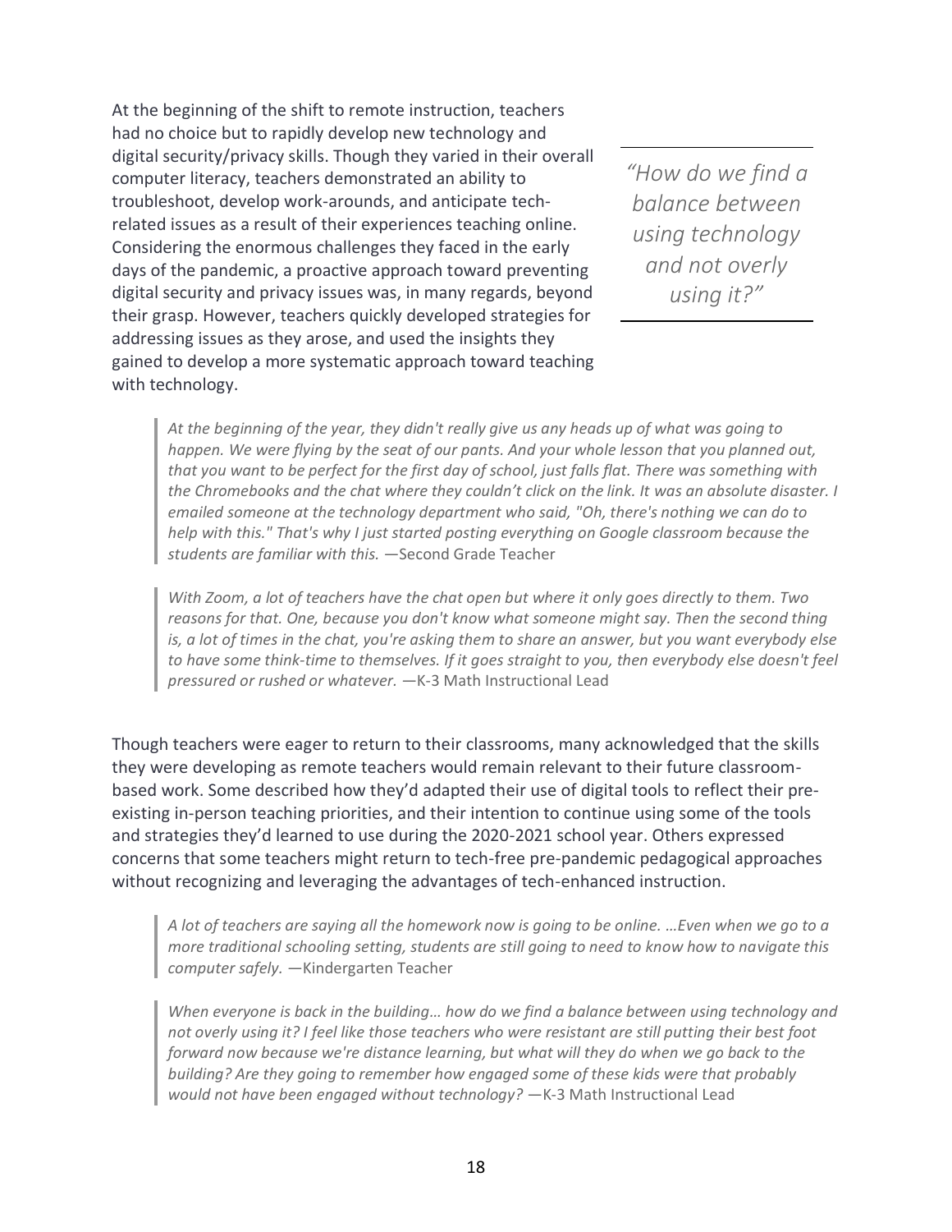At the beginning of the shift to remote instruction, teachers had no choice but to rapidly develop new technology and digital security/privacy skills. Though they varied in their overall computer literacy, teachers demonstrated an ability to troubleshoot, develop work-arounds, and anticipate tech-related issues as a result of their experiences teaching online. Considering the enormous challenges they faced in the early days of the pandemic, a proactive approach toward preventing digital security and privacy issues was, in many regards, beyond their grasp. However, teachers quickly developed strategies for addressing issues as they arose, and used the insights they gained to develop a more systematic approach toward teaching with technology.

> *"How do we find a balance between using technology and not overly using it?"*

> *At the beginning of the year, they didn't really give us any heads up of what was going to happen. We were flying by the seat of our pants. And your whole lesson that you planned out, that you want to be perfect for the first day of school, just falls flat. There was something with the Chromebooks and the chat where they couldn't click on the link. It was an absolute disaster. I emailed someone at the technology department who said, "Oh, there's nothing we can do to help with this." That's why I just started posting everything on Google classroom because the students are familiar with this.* —Second Grade Teacher

> *With Zoom, a lot of teachers have the chat open but where it only goes directly to them. Two reasons for that. One, because you don't know what someone might say. Then the second thing is, a lot of times in the chat, you're asking them to share an answer, but you want everybody else to have some think-time to themselves. If it goes straight to you, then everybody else doesn't feel pressured or rushed or whatever.* —K-3 Math Instructional Lead

Though teachers were eager to return to their classrooms, many acknowledged that the skills they were developing as remote teachers would remain relevant to their future classroom-based work. Some described how they'd adapted their use of digital tools to reflect their pre-existing in-person teaching priorities, and their intention to continue using some of the tools and strategies they'd learned to use during the 2020-2021 school year. Others expressed concerns that some teachers might return to tech-free pre-pandemic pedagogical approaches without recognizing and leveraging the advantages of tech-enhanced instruction.

> *A lot of teachers are saying all the homework now is going to be online. …Even when we go to a more traditional schooling setting, students are still going to need to know how to navigate this computer safely.* —Kindergarten Teacher

> *When everyone is back in the building… how do we find a balance between using technology and not overly using it? I feel like those teachers who were resistant are still putting their best foot forward now because we're distance learning, but what will they do when we go back to the building? Are they going to remember how engaged some of these kids were that probably would not have been engaged without technology?* —K-3 Math Instructional Lead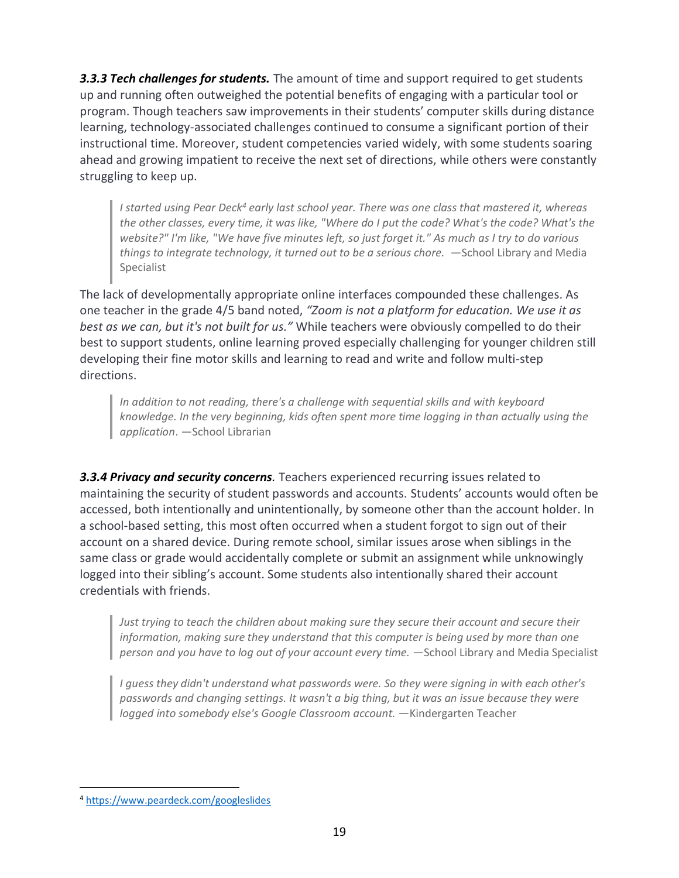***3.3.3 Tech challenges for students.*** The amount of time and support required to get students up and running often outweighed the potential benefits of engaging with a particular tool or program. Though teachers saw improvements in their students' computer skills during distance learning, technology-associated challenges continued to consume a significant portion of their instructional time. Moreover, student competencies varied widely, with some students soaring ahead and growing impatient to receive the next set of directions, while others were constantly struggling to keep up.

> *I started using Pear Deck[4] early last school year. There was one class that mastered it, whereas the other classes, every time, it was like, "Where do I put the code? What's the code? What's the website?" I'm like, "We have five minutes left, so just forget it." As much as I try to do various things to integrate technology, it turned out to be a serious chore.* —School Library and Media Specialist

The lack of developmentally appropriate online interfaces compounded these challenges. As one teacher in the grade 4/5 band noted, *"Zoom is not a platform for education. We use it as best as we can, but it's not built for us."* While teachers were obviously compelled to do their best to support students, online learning proved especially challenging for younger children still developing their fine motor skills and learning to read and write and follow multi-step directions.

> *In addition to not reading, there's a challenge with sequential skills and with keyboard knowledge. In the very beginning, kids often spent more time logging in than actually using the application*. —School Librarian

***3.3.4 Privacy and security concerns.*** Teachers experienced recurring issues related to maintaining the security of student passwords and accounts. Students' accounts would often be accessed, both intentionally and unintentionally, by someone other than the account holder. In a school-based setting, this most often occurred when a student forgot to sign out of their account on a shared device. During remote school, similar issues arose when siblings in the same class or grade would accidentally complete or submit an assignment while unknowingly logged into their sibling's account. Some students also intentionally shared their account credentials with friends.

> *Just trying to teach the children about making sure they secure their account and secure their information, making sure they understand that this computer is being used by more than one person and you have to log out of your account every time.* —School Library and Media Specialist

> *I guess they didn't understand what passwords were. So they were signing in with each other's passwords and changing settings. It wasn't a big thing, but it was an issue because they were logged into somebody else's Google Classroom account.* —Kindergarten Teacher

[4] https://www.peardeck.com/googleslides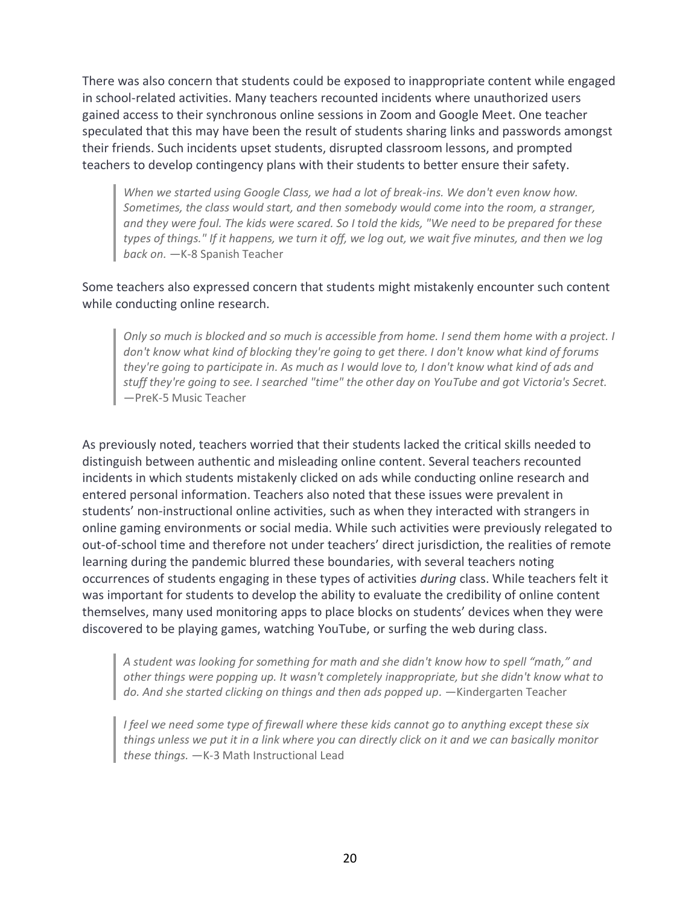There was also concern that students could be exposed to inappropriate content while engaged in school-related activities. Many teachers recounted incidents where unauthorized users gained access to their synchronous online sessions in Zoom and Google Meet. One teacher speculated that this may have been the result of students sharing links and passwords amongst their friends. Such incidents upset students, disrupted classroom lessons, and prompted teachers to develop contingency plans with their students to better ensure their safety.

> *When we started using Google Class, we had a lot of break-ins. We don't even know how. Sometimes, the class would start, and then somebody would come into the room, a stranger, and they were foul. The kids were scared. So I told the kids, "We need to be prepared for these types of things." If it happens, we turn it off, we log out, we wait five minutes, and then we log back on.* —K-8 Spanish Teacher

Some teachers also expressed concern that students might mistakenly encounter such content while conducting online research.

> *Only so much is blocked and so much is accessible from home. I send them home with a project. I don't know what kind of blocking they're going to get there. I don't know what kind of forums they're going to participate in. As much as I would love to, I don't know what kind of ads and stuff they're going to see. I searched "time" the other day on YouTube and got Victoria's Secret.* —PreK-5 Music Teacher

As previously noted, teachers worried that their students lacked the critical skills needed to distinguish between authentic and misleading online content. Several teachers recounted incidents in which students mistakenly clicked on ads while conducting online research and entered personal information. Teachers also noted that these issues were prevalent in students' non-instructional online activities, such as when they interacted with strangers in online gaming environments or social media. While such activities were previously relegated to out-of-school time and therefore not under teachers' direct jurisdiction, the realities of remote learning during the pandemic blurred these boundaries, with several teachers noting occurrences of students engaging in these types of activities *during* class. While teachers felt it was important for students to develop the ability to evaluate the credibility of online content themselves, many used monitoring apps to place blocks on students' devices when they were discovered to be playing games, watching YouTube, or surfing the web during class.

> *A student was looking for something for math and she didn't know how to spell "math," and other things were popping up. It wasn't completely inappropriate, but she didn't know what to do. And she started clicking on things and then ads popped up.* —Kindergarten Teacher

> *I feel we need some type of firewall where these kids cannot go to anything except these six things unless we put it in a link where you can directly click on it and we can basically monitor these things.* —K-3 Math Instructional Lead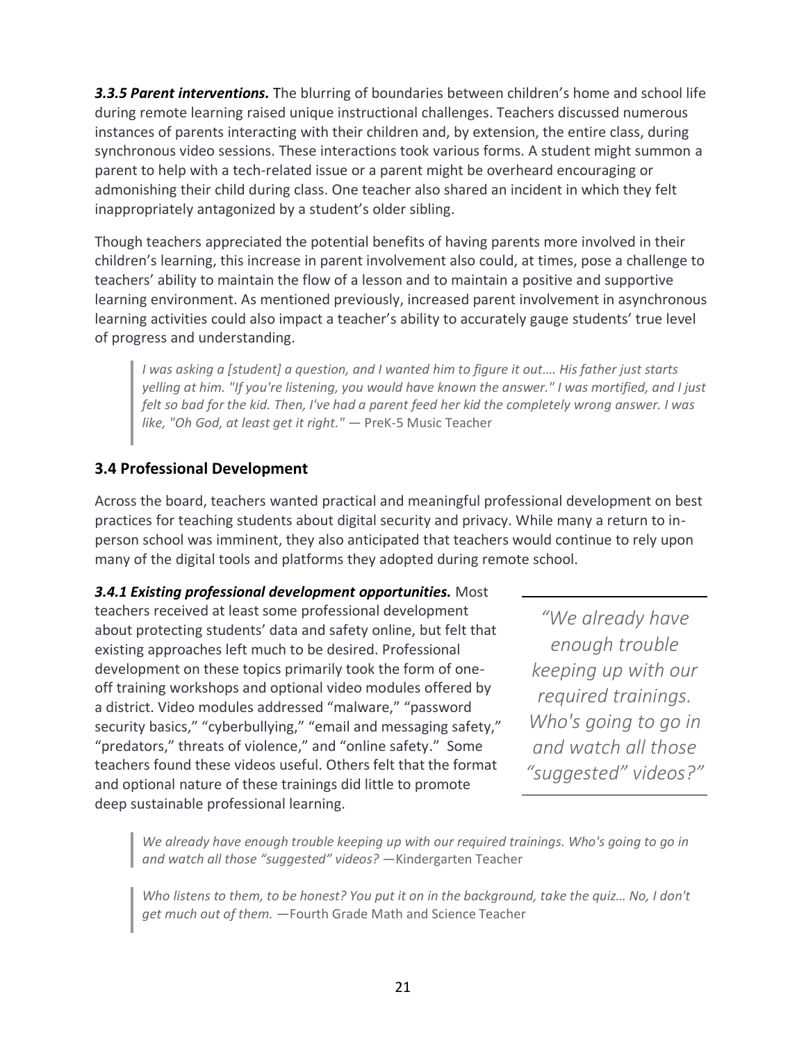***3.3.5 Parent interventions.*** The blurring of boundaries between children's home and school life during remote learning raised unique instructional challenges. Teachers discussed numerous instances of parents interacting with their children and, by extension, the entire class, during synchronous video sessions. These interactions took various forms. A student might summon a parent to help with a tech-related issue or a parent might be overheard encouraging or admonishing their child during class. One teacher also shared an incident in which they felt inappropriately antagonized by a student's older sibling.

Though teachers appreciated the potential benefits of having parents more involved in their children's learning, this increase in parent involvement also could, at times, pose a challenge to teachers' ability to maintain the flow of a lesson and to maintain a positive and supportive learning environment. As mentioned previously, increased parent involvement in asynchronous learning activities could also impact a teacher's ability to accurately gauge students' true level of progress and understanding.

> *I was asking a [student] a question, and I wanted him to figure it out…. His father just starts yelling at him. "If you're listening, you would have known the answer." I was mortified, and I just felt so bad for the kid. Then, I've had a parent feed her kid the completely wrong answer. I was like, "Oh God, at least get it right."* — PreK-5 Music Teacher

## 3.4 Professional Development

Across the board, teachers wanted practical and meaningful professional development on best practices for teaching students about digital security and privacy. While many a return to in-person school was imminent, they also anticipated that teachers would continue to rely upon many of the digital tools and platforms they adopted during remote school.

***3.4.1 Existing professional development opportunities.*** Most teachers received at least some professional development about protecting students' data and safety online, but felt that existing approaches left much to be desired. Professional development on these topics primarily took the form of one-off training workshops and optional video modules offered by a district. Video modules addressed "malware," "password security basics," "cyberbullying," "email and messaging safety," "predators," threats of violence," and "online safety." Some teachers found these videos useful. Others felt that the format and optional nature of these trainings did little to promote deep sustainable professional learning.

*"We already have enough trouble keeping up with our required trainings. Who's going to go in and watch all those "suggested" videos?"*

> *We already have enough trouble keeping up with our required trainings. Who's going to go in and watch all those "suggested" videos?* —Kindergarten Teacher

> *Who listens to them, to be honest? You put it on in the background, take the quiz… No, I don't get much out of them.* —Fourth Grade Math and Science Teacher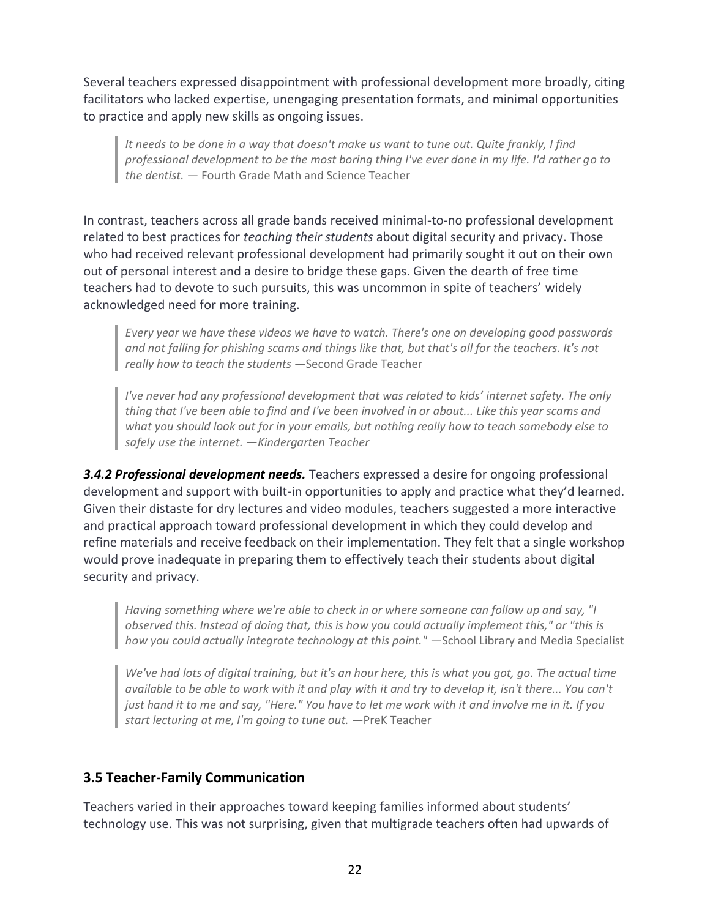Several teachers expressed disappointment with professional development more broadly, citing facilitators who lacked expertise, unengaging presentation formats, and minimal opportunities to practice and apply new skills as ongoing issues.

> *It needs to be done in a way that doesn't make us want to tune out. Quite frankly, I find professional development to be the most boring thing I've ever done in my life. I'd rather go to the dentist.* — Fourth Grade Math and Science Teacher

In contrast, teachers across all grade bands received minimal-to-no professional development related to best practices for *teaching their students* about digital security and privacy. Those who had received relevant professional development had primarily sought it out on their own out of personal interest and a desire to bridge these gaps. Given the dearth of free time teachers had to devote to such pursuits, this was uncommon in spite of teachers' widely acknowledged need for more training.

> *Every year we have these videos we have to watch. There's one on developing good passwords and not falling for phishing scams and things like that, but that's all for the teachers. It's not really how to teach the students* —Second Grade Teacher

> *I've never had any professional development that was related to kids' internet safety. The only thing that I've been able to find and I've been involved in or about... Like this year scams and what you should look out for in your emails, but nothing really how to teach somebody else to safely use the internet. —Kindergarten Teacher*

***3.4.2 Professional development needs.*** Teachers expressed a desire for ongoing professional development and support with built-in opportunities to apply and practice what they'd learned. Given their distaste for dry lectures and video modules, teachers suggested a more interactive and practical approach toward professional development in which they could develop and refine materials and receive feedback on their implementation. They felt that a single workshop would prove inadequate in preparing them to effectively teach their students about digital security and privacy.

> *Having something where we're able to check in or where someone can follow up and say, "I observed this. Instead of doing that, this is how you could actually implement this," or "this is how you could actually integrate technology at this point."* —School Library and Media Specialist

> *We've had lots of digital training, but it's an hour here, this is what you got, go. The actual time available to be able to work with it and play with it and try to develop it, isn't there... You can't just hand it to me and say, "Here." You have to let me work with it and involve me in it. If you start lecturing at me, I'm going to tune out.* —PreK Teacher

### 3.5 Teacher-Family Communication

Teachers varied in their approaches toward keeping families informed about students' technology use. This was not surprising, given that multigrade teachers often had upwards of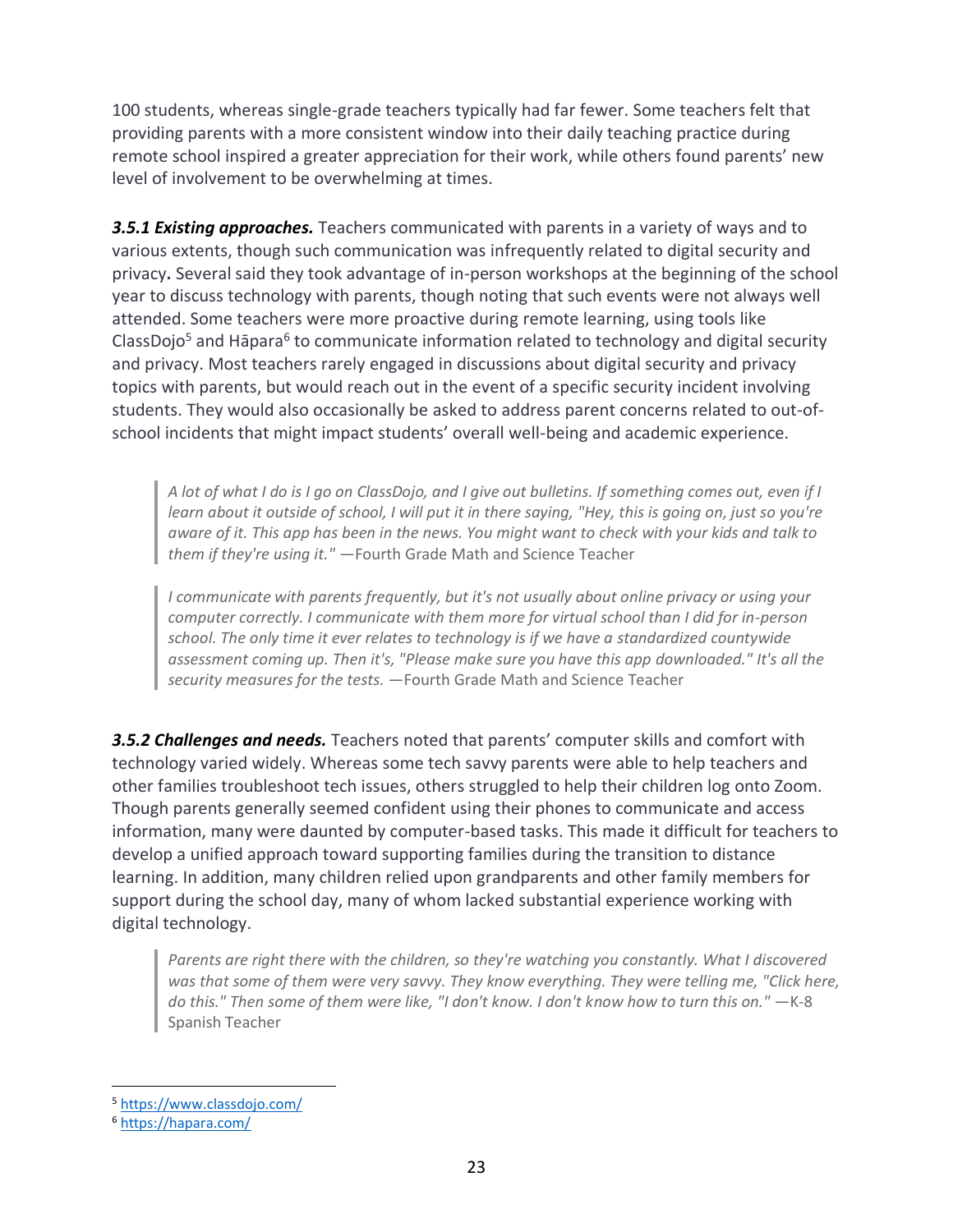100 students, whereas single-grade teachers typically had far fewer. Some teachers felt that providing parents with a more consistent window into their daily teaching practice during remote school inspired a greater appreciation for their work, while others found parents' new level of involvement to be overwhelming at times.

***3.5.1 Existing approaches.*** Teachers communicated with parents in a variety of ways and to various extents, though such communication was infrequently related to digital security and privacy. Several said they took advantage of in-person workshops at the beginning of the school year to discuss technology with parents, though noting that such events were not always well attended. Some teachers were more proactive during remote learning, using tools like ClassDojo[5] and Hāpara[6] to communicate information related to technology and digital security and privacy. Most teachers rarely engaged in discussions about digital security and privacy topics with parents, but would reach out in the event of a specific security incident involving students. They would also occasionally be asked to address parent concerns related to out-of-school incidents that might impact students' overall well-being and academic experience.

> *A lot of what I do is I go on ClassDojo, and I give out bulletins. If something comes out, even if I learn about it outside of school, I will put it in there saying, "Hey, this is going on, just so you're aware of it. This app has been in the news. You might want to check with your kids and talk to them if they're using it."* —Fourth Grade Math and Science Teacher

> *I communicate with parents frequently, but it's not usually about online privacy or using your computer correctly. I communicate with them more for virtual school than I did for in-person school. The only time it ever relates to technology is if we have a standardized countywide assessment coming up. Then it's, "Please make sure you have this app downloaded." It's all the security measures for the tests.* —Fourth Grade Math and Science Teacher

***3.5.2 Challenges and needs.*** Teachers noted that parents' computer skills and comfort with technology varied widely. Whereas some tech savvy parents were able to help teachers and other families troubleshoot tech issues, others struggled to help their children log onto Zoom. Though parents generally seemed confident using their phones to communicate and access information, many were daunted by computer-based tasks. This made it difficult for teachers to develop a unified approach toward supporting families during the transition to distance learning. In addition, many children relied upon grandparents and other family members for support during the school day, many of whom lacked substantial experience working with digital technology.

> *Parents are right there with the children, so they're watching you constantly. What I discovered was that some of them were very savvy. They know everything. They were telling me, "Click here, do this." Then some of them were like, "I don't know. I don't know how to turn this on."* —K-8 Spanish Teacher

---

[5] https://www.classdojo.com/

[6] https://hapara.com/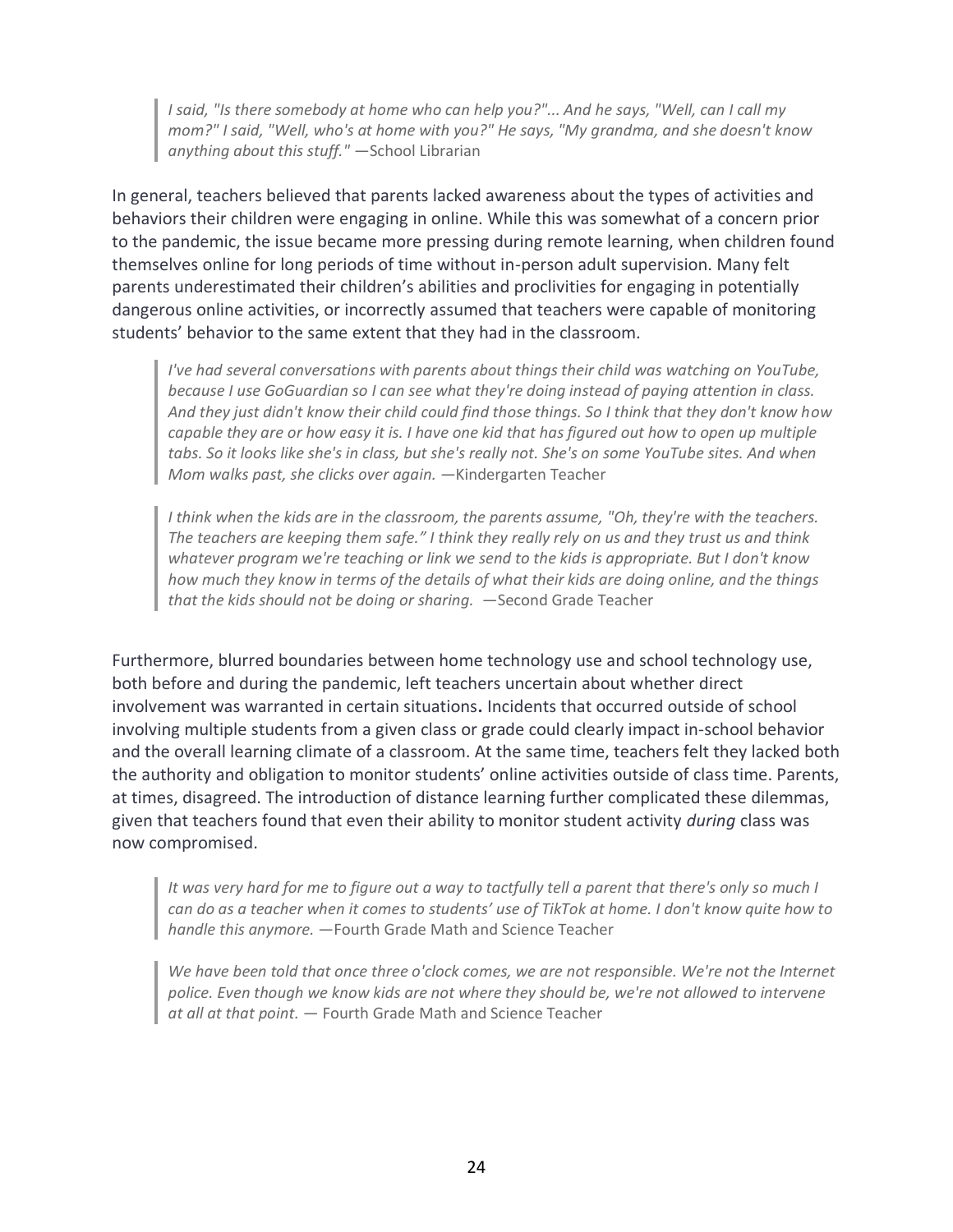> *I said, "Is there somebody at home who can help you?"... And he says, "Well, can I call my mom?" I said, "Well, who's at home with you?" He says, "My grandma, and she doesn't know anything about this stuff."* —School Librarian

In general, teachers believed that parents lacked awareness about the types of activities and behaviors their children were engaging in online. While this was somewhat of a concern prior to the pandemic, the issue became more pressing during remote learning, when children found themselves online for long periods of time without in-person adult supervision. Many felt parents underestimated their children's abilities and proclivities for engaging in potentially dangerous online activities, or incorrectly assumed that teachers were capable of monitoring students' behavior to the same extent that they had in the classroom.

> *I've had several conversations with parents about things their child was watching on YouTube, because I use GoGuardian so I can see what they're doing instead of paying attention in class. And they just didn't know their child could find those things. So I think that they don't know how capable they are or how easy it is. I have one kid that has figured out how to open up multiple tabs. So it looks like she's in class, but she's really not. She's on some YouTube sites. And when Mom walks past, she clicks over again.* —Kindergarten Teacher

> *I think when the kids are in the classroom, the parents assume, "Oh, they're with the teachers. The teachers are keeping them safe." I think they really rely on us and they trust us and think whatever program we're teaching or link we send to the kids is appropriate. But I don't know how much they know in terms of the details of what their kids are doing online, and the things that the kids should not be doing or sharing.* —Second Grade Teacher

Furthermore, blurred boundaries between home technology use and school technology use, both before and during the pandemic, left teachers uncertain about whether direct involvement was warranted in certain situations**.** Incidents that occurred outside of school involving multiple students from a given class or grade could clearly impact in-school behavior and the overall learning climate of a classroom. At the same time, teachers felt they lacked both the authority and obligation to monitor students' online activities outside of class time. Parents, at times, disagreed. The introduction of distance learning further complicated these dilemmas, given that teachers found that even their ability to monitor student activity *during* class was now compromised.

> *It was very hard for me to figure out a way to tactfully tell a parent that there's only so much I can do as a teacher when it comes to students' use of TikTok at home. I don't know quite how to handle this anymore.* —Fourth Grade Math and Science Teacher

> *We have been told that once three o'clock comes, we are not responsible. We're not the Internet police. Even though we know kids are not where they should be, we're not allowed to intervene at all at that point.* — Fourth Grade Math and Science Teacher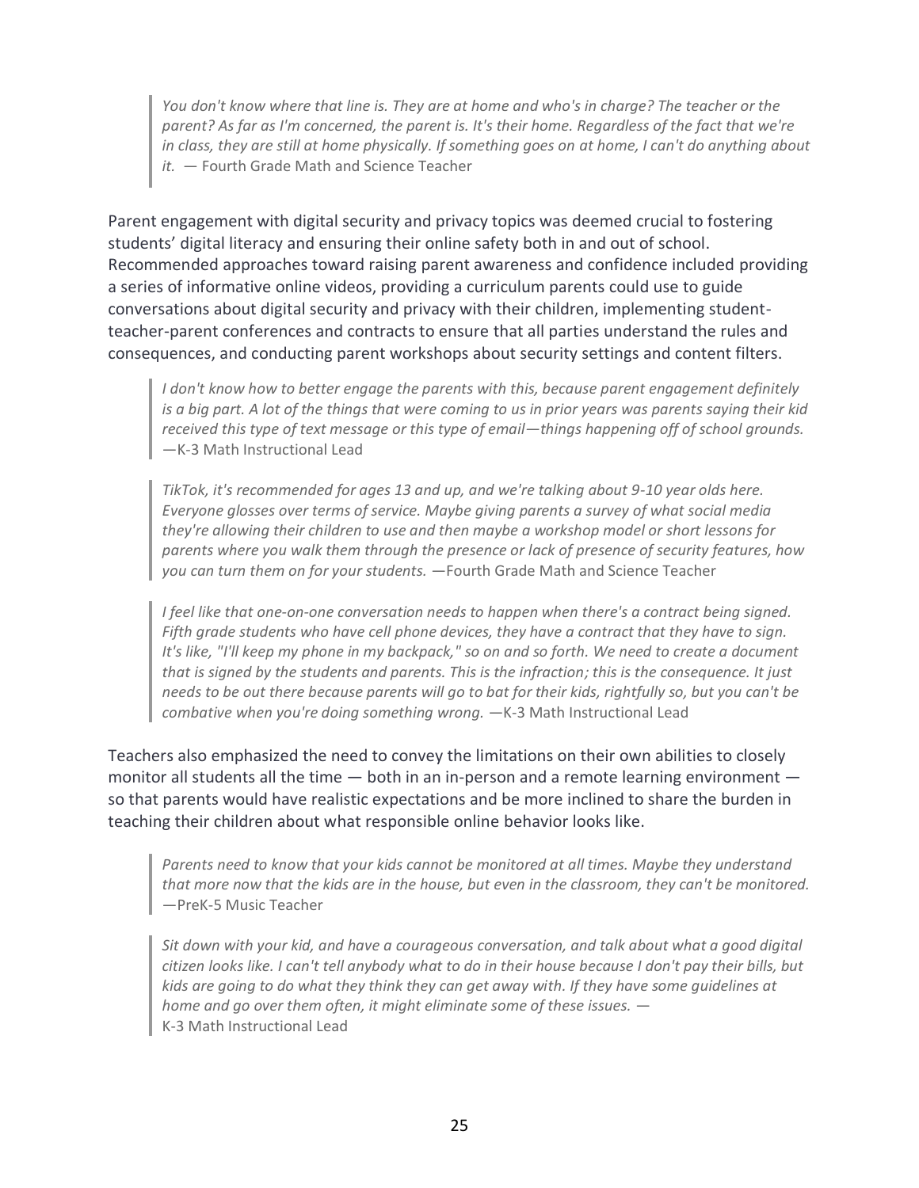> *You don't know where that line is. They are at home and who's in charge? The teacher or the parent? As far as I'm concerned, the parent is. It's their home. Regardless of the fact that we're in class, they are still at home physically. If something goes on at home, I can't do anything about it.* — Fourth Grade Math and Science Teacher

Parent engagement with digital security and privacy topics was deemed crucial to fostering students' digital literacy and ensuring their online safety both in and out of school. Recommended approaches toward raising parent awareness and confidence included providing a series of informative online videos, providing a curriculum parents could use to guide conversations about digital security and privacy with their children, implementing student-teacher-parent conferences and contracts to ensure that all parties understand the rules and consequences, and conducting parent workshops about security settings and content filters.

> *I don't know how to better engage the parents with this, because parent engagement definitely is a big part. A lot of the things that were coming to us in prior years was parents saying their kid received this type of text message or this type of email—things happening off of school grounds.* —K-3 Math Instructional Lead

> *TikTok, it's recommended for ages 13 and up, and we're talking about 9-10 year olds here. Everyone glosses over terms of service. Maybe giving parents a survey of what social media they're allowing their children to use and then maybe a workshop model or short lessons for parents where you walk them through the presence or lack of presence of security features, how you can turn them on for your students.* —Fourth Grade Math and Science Teacher

> *I feel like that one-on-one conversation needs to happen when there's a contract being signed. Fifth grade students who have cell phone devices, they have a contract that they have to sign. It's like, "I'll keep my phone in my backpack," so on and so forth. We need to create a document that is signed by the students and parents. This is the infraction; this is the consequence. It just needs to be out there because parents will go to bat for their kids, rightfully so, but you can't be combative when you're doing something wrong.* —K-3 Math Instructional Lead

Teachers also emphasized the need to convey the limitations on their own abilities to closely monitor all students all the time — both in an in-person and a remote learning environment — so that parents would have realistic expectations and be more inclined to share the burden in teaching their children about what responsible online behavior looks like.

> *Parents need to know that your kids cannot be monitored at all times. Maybe they understand that more now that the kids are in the house, but even in the classroom, they can't be monitored.* —PreK-5 Music Teacher

> *Sit down with your kid, and have a courageous conversation, and talk about what a good digital citizen looks like. I can't tell anybody what to do in their house because I don't pay their bills, but kids are going to do what they think they can get away with. If they have some guidelines at home and go over them often, it might eliminate some of these issues.* — K-3 Math Instructional Lead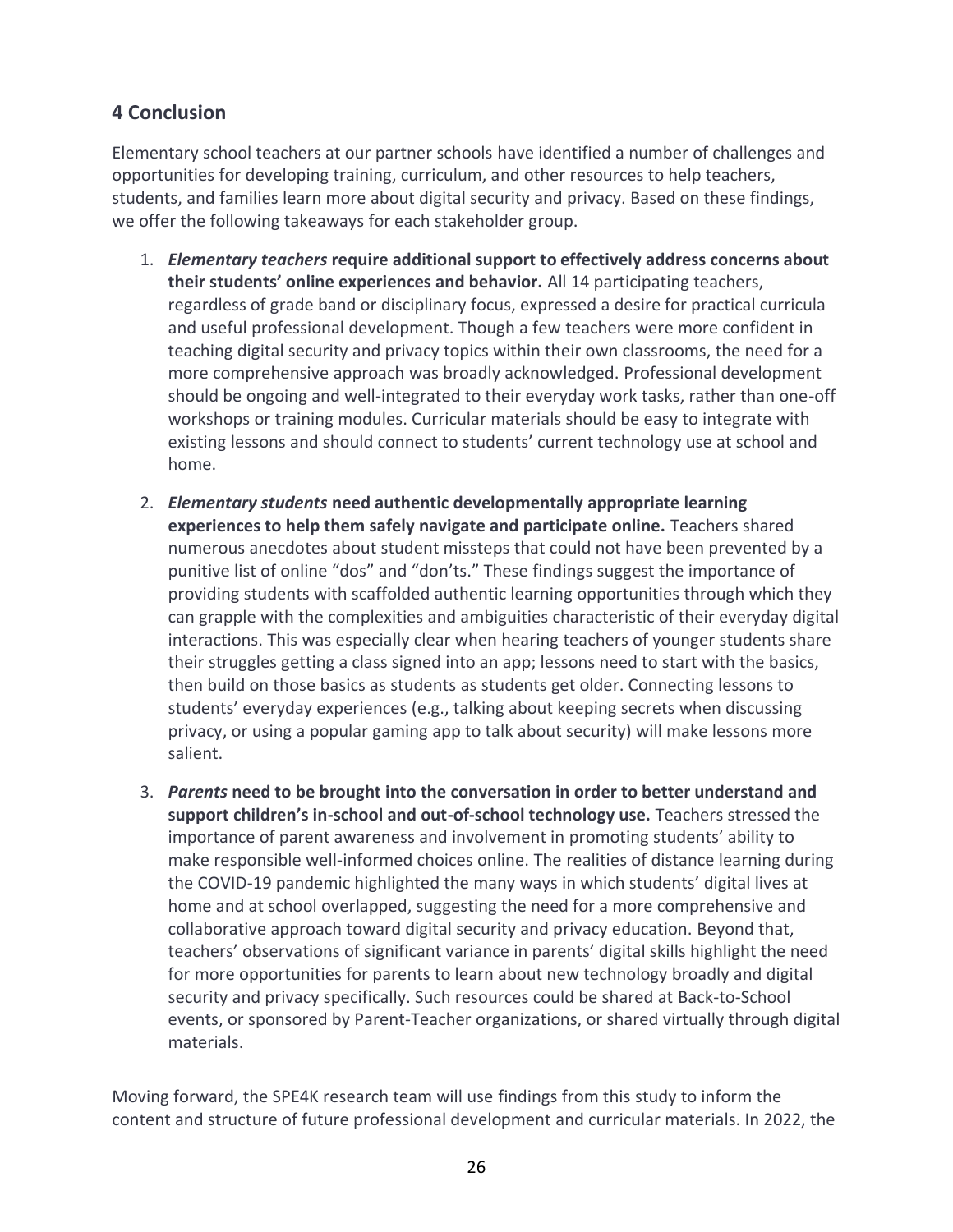## 4 Conclusion

Elementary school teachers at our partner schools have identified a number of challenges and opportunities for developing training, curriculum, and other resources to help teachers, students, and families learn more about digital security and privacy. Based on these findings, we offer the following takeaways for each stakeholder group.

1. ***Elementary teachers*** **require additional support to effectively address concerns about their students' online experiences and behavior.** All 14 participating teachers, regardless of grade band or disciplinary focus, expressed a desire for practical curricula and useful professional development. Though a few teachers were more confident in teaching digital security and privacy topics within their own classrooms, the need for a more comprehensive approach was broadly acknowledged. Professional development should be ongoing and well-integrated to their everyday work tasks, rather than one-off workshops or training modules. Curricular materials should be easy to integrate with existing lessons and should connect to students' current technology use at school and home.

2. ***Elementary students*** **need authentic developmentally appropriate learning experiences to help them safely navigate and participate online.** Teachers shared numerous anecdotes about student missteps that could not have been prevented by a punitive list of online "dos" and "don'ts." These findings suggest the importance of providing students with scaffolded authentic learning opportunities through which they can grapple with the complexities and ambiguities characteristic of their everyday digital interactions. This was especially clear when hearing teachers of younger students share their struggles getting a class signed into an app; lessons need to start with the basics, then build on those basics as students as students get older. Connecting lessons to students' everyday experiences (e.g., talking about keeping secrets when discussing privacy, or using a popular gaming app to talk about security) will make lessons more salient.

3. ***Parents*** **need to be brought into the conversation in order to better understand and support children's in-school and out-of-school technology use.** Teachers stressed the importance of parent awareness and involvement in promoting students' ability to make responsible well-informed choices online. The realities of distance learning during the COVID-19 pandemic highlighted the many ways in which students' digital lives at home and at school overlapped, suggesting the need for a more comprehensive and collaborative approach toward digital security and privacy education. Beyond that, teachers' observations of significant variance in parents' digital skills highlight the need for more opportunities for parents to learn about new technology broadly and digital security and privacy specifically. Such resources could be shared at Back-to-School events, or sponsored by Parent-Teacher organizations, or shared virtually through digital materials.

Moving forward, the SPE4K research team will use findings from this study to inform the content and structure of future professional development and curricular materials. In 2022, the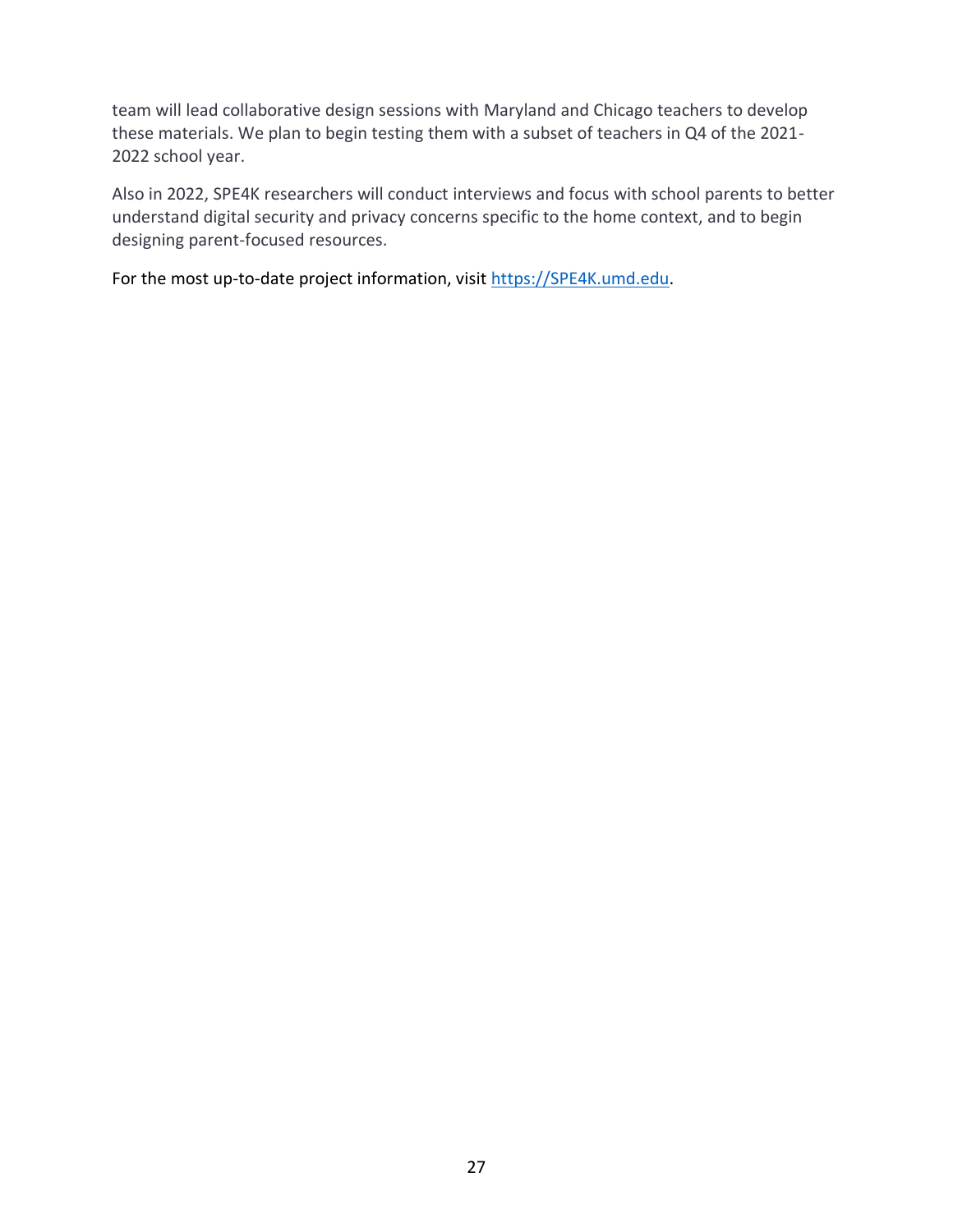team will lead collaborative design sessions with Maryland and Chicago teachers to develop these materials. We plan to begin testing them with a subset of teachers in Q4 of the 2021-2022 school year.

Also in 2022, SPE4K researchers will conduct interviews and focus with school parents to better understand digital security and privacy concerns specific to the home context, and to begin designing parent-focused resources.

For the most up-to-date project information, visit [https://SPE4K.umd.edu](https://SPE4K.umd.edu).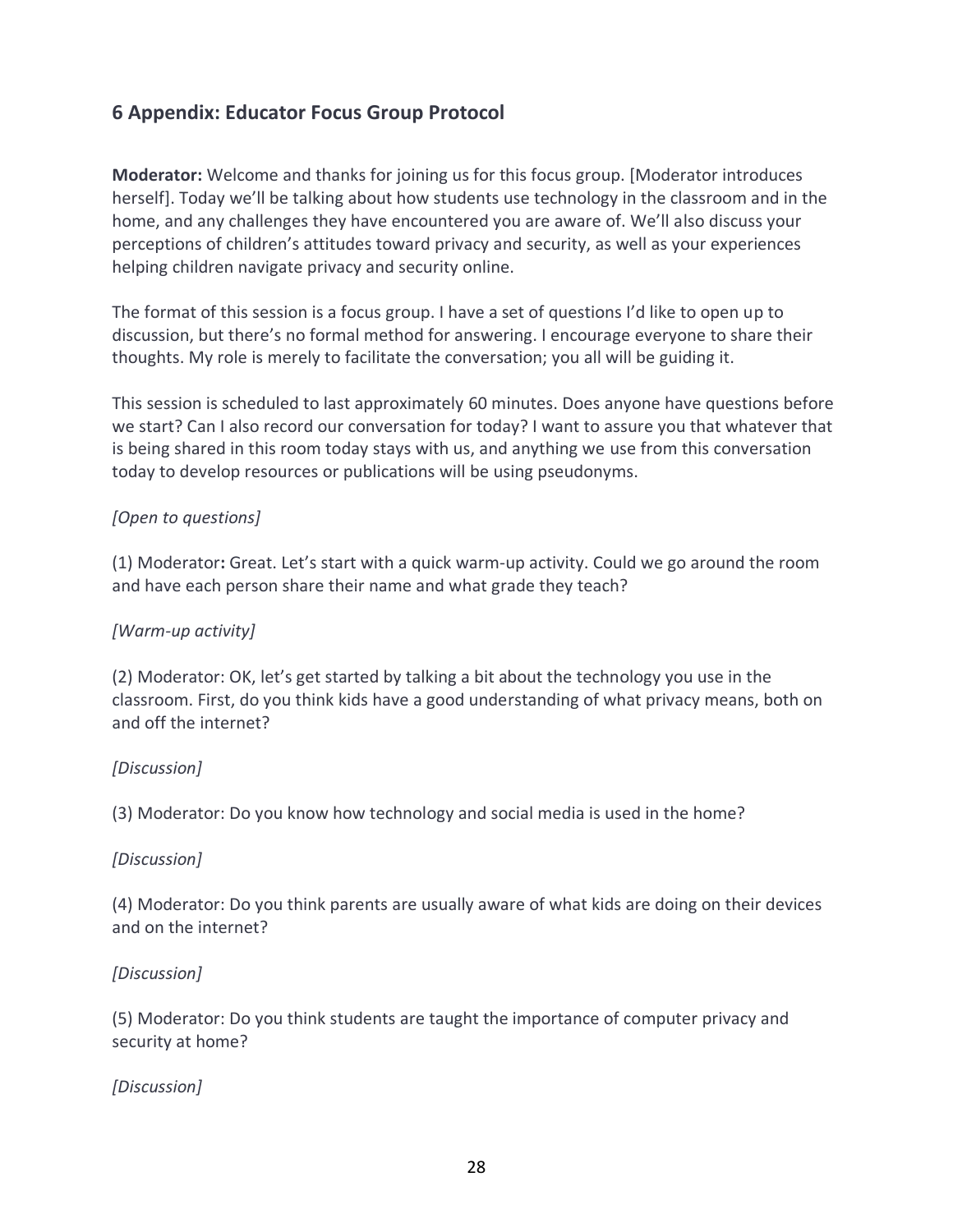## 6 Appendix: Educator Focus Group Protocol

**Moderator:** Welcome and thanks for joining us for this focus group. [Moderator introduces herself]. Today we'll be talking about how students use technology in the classroom and in the home, and any challenges they have encountered you are aware of. We'll also discuss your perceptions of children's attitudes toward privacy and security, as well as your experiences helping children navigate privacy and security online.

The format of this session is a focus group. I have a set of questions I'd like to open up to discussion, but there's no formal method for answering. I encourage everyone to share their thoughts. My role is merely to facilitate the conversation; you all will be guiding it.

This session is scheduled to last approximately 60 minutes. Does anyone have questions before we start? Can I also record our conversation for today? I want to assure you that whatever that is being shared in this room today stays with us, and anything we use from this conversation today to develop resources or publications will be using pseudonyms.

*[Open to questions]*

(1) Moderator**:** Great. Let's start with a quick warm-up activity. Could we go around the room and have each person share their name and what grade they teach?

*[Warm-up activity]*

(2) Moderator: OK, let's get started by talking a bit about the technology you use in the classroom. First, do you think kids have a good understanding of what privacy means, both on and off the internet?

*[Discussion]*

(3) Moderator: Do you know how technology and social media is used in the home?

*[Discussion]*

(4) Moderator: Do you think parents are usually aware of what kids are doing on their devices and on the internet?

*[Discussion]*

(5) Moderator: Do you think students are taught the importance of computer privacy and security at home?

*[Discussion]*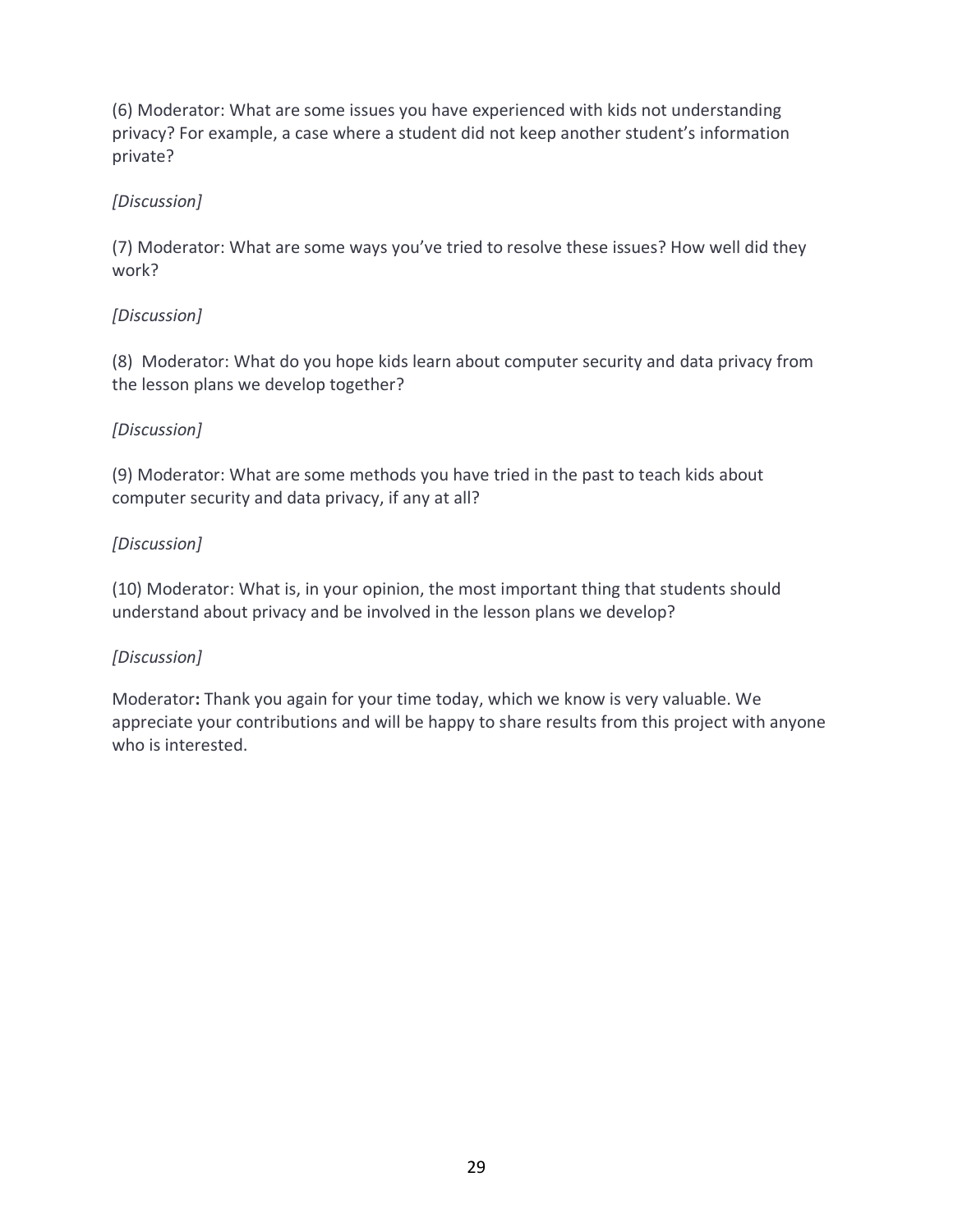(6) Moderator: What are some issues you have experienced with kids not understanding privacy? For example, a case where a student did not keep another student's information private?

*[Discussion]*

(7) Moderator: What are some ways you've tried to resolve these issues? How well did they work?

*[Discussion]*

(8) Moderator: What do you hope kids learn about computer security and data privacy from the lesson plans we develop together?

*[Discussion]*

(9) Moderator: What are some methods you have tried in the past to teach kids about computer security and data privacy, if any at all?

*[Discussion]*

(10) Moderator: What is, in your opinion, the most important thing that students should understand about privacy and be involved in the lesson plans we develop?

*[Discussion]*

Moderator**:** Thank you again for your time today, which we know is very valuable. We appreciate your contributions and will be happy to share results from this project with anyone who is interested.